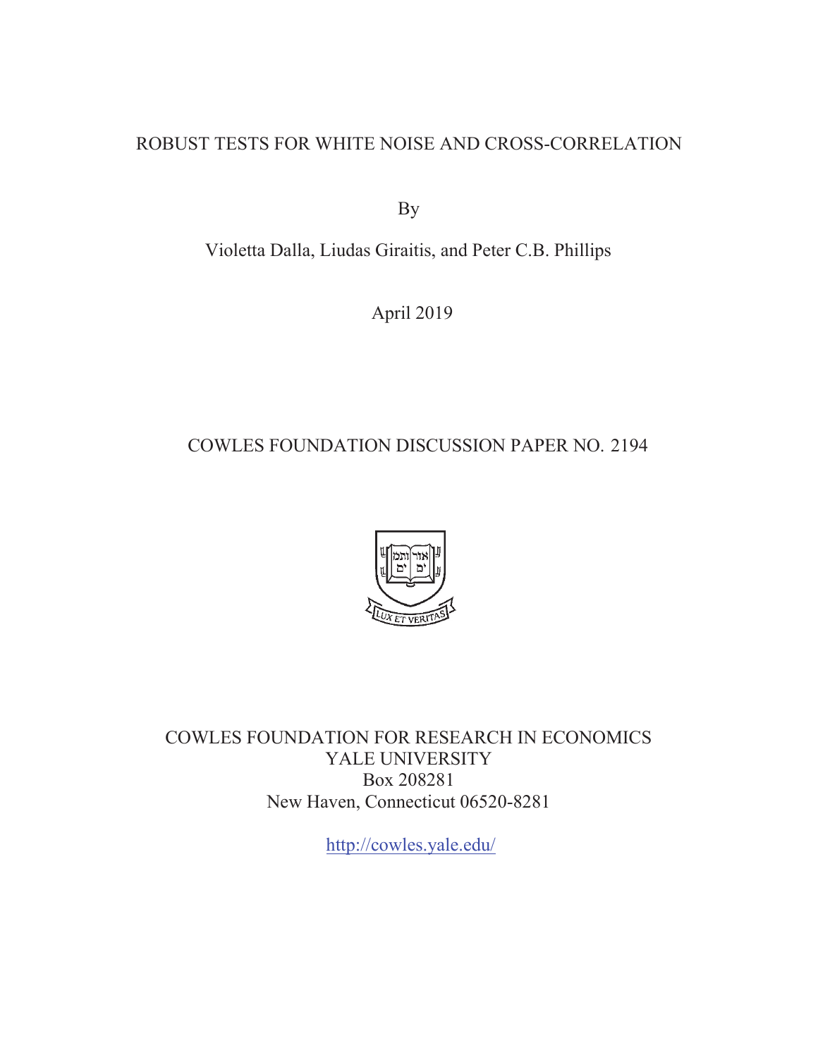# ROBUST TESTS FOR WHITE NOISE AND CROSS-CORRELATION

By

Violetta Dalla, Liudas Giraitis, and Peter C.B. Phillips

April 2019

COWLES FOUNDATION DISCUSSION PAPER NO. 2194

COWLES FOUNDATION FOR RESEARCH IN ECONOMICS
YALE UNIVERSITY
Box 208281
New Haven, Connecticut 06520-8281

http://cowles.yale.edu/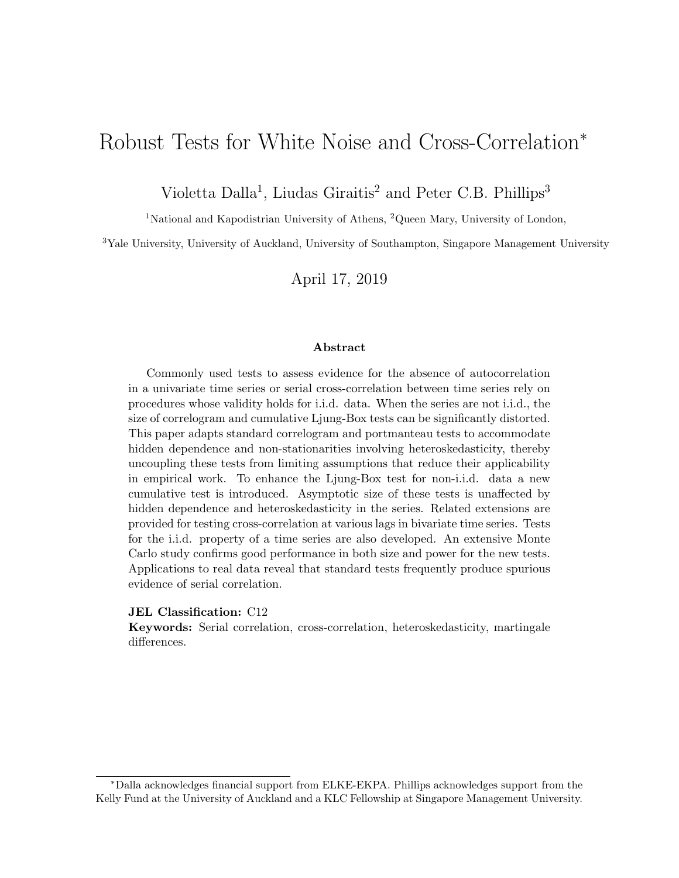# Robust Tests for White Noise and Cross-Correlation*

Violetta Dalla[1], Liudas Giraitis[2] and Peter C.B. Phillips[3]

[1]National and Kapodistrian University of Athens, [2]Queen Mary, University of London,

[3]Yale University, University of Auckland, University of Southampton, Singapore Management University

April 17, 2019

### Abstract

Commonly used tests to assess evidence for the absence of autocorrelation in a univariate time series or serial cross-correlation between time series rely on procedures whose validity holds for i.i.d. data. When the series are not i.i.d., the size of correlogram and cumulative Ljung-Box tests can be significantly distorted. This paper adapts standard correlogram and portmanteau tests to accommodate hidden dependence and non-stationarities involving heteroskedasticity, thereby uncoupling these tests from limiting assumptions that reduce their applicability in empirical work. To enhance the Ljung-Box test for non-i.i.d. data a new cumulative test is introduced. Asymptotic size of these tests is unaffected by hidden dependence and heteroskedasticity in the series. Related extensions are provided for testing cross-correlation at various lags in bivariate time series. Tests for the i.i.d. property of a time series are also developed. An extensive Monte Carlo study confirms good performance in both size and power for the new tests. Applications to real data reveal that standard tests frequently produce spurious evidence of serial correlation.

**JEL Classification:** C12

**Keywords:** Serial correlation, cross-correlation, heteroskedasticity, martingale differences.

---

*Dalla acknowledges financial support from ELKE-EKPA. Phillips acknowledges support from the Kelly Fund at the University of Auckland and a KLC Fellowship at Singapore Management University.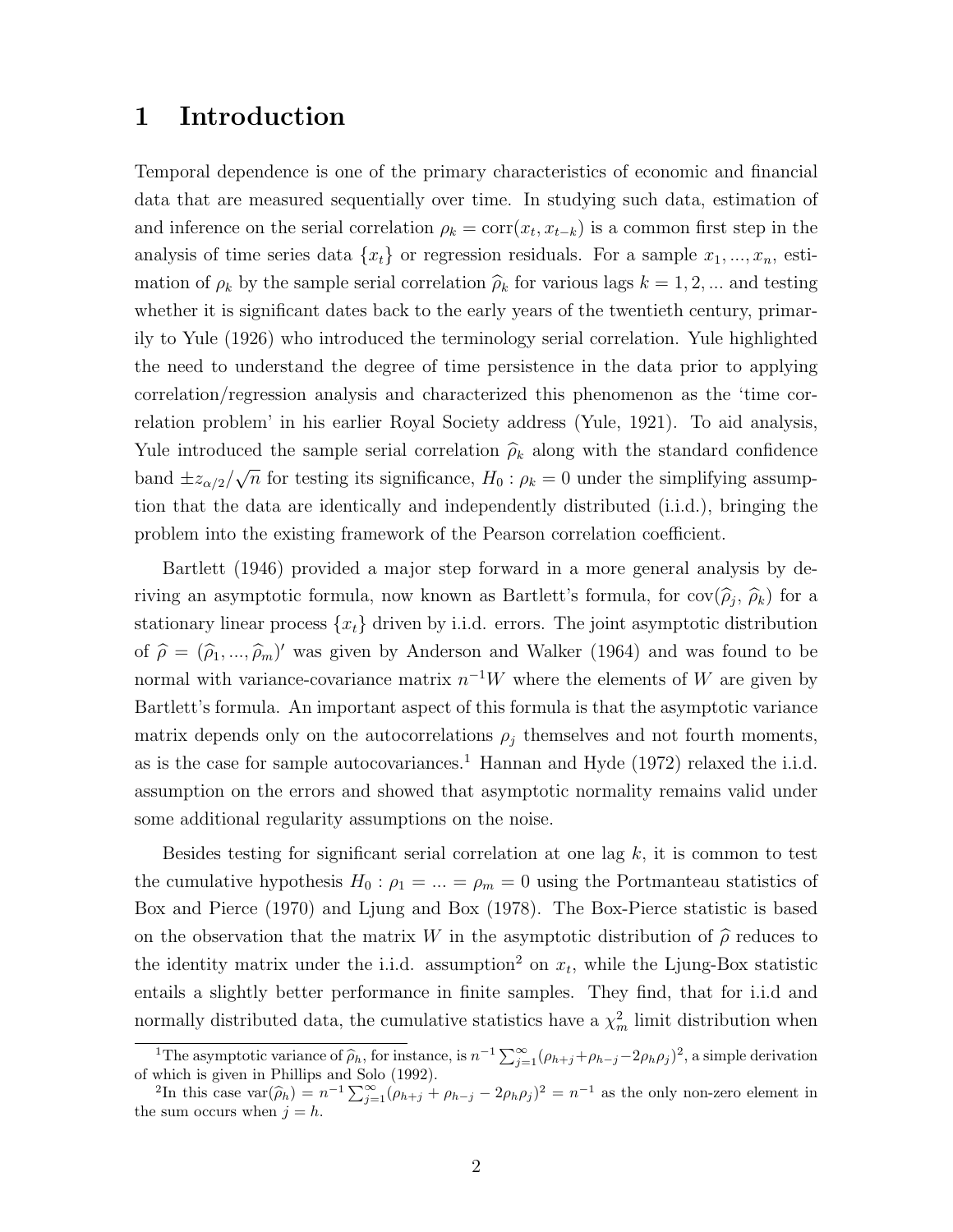# 1 Introduction

Temporal dependence is one of the primary characteristics of economic and financial data that are measured sequentially over time. In studying such data, estimation of and inference on the serial correlation $\rho_k = \text{corr}(x_t, x_{t-k})$ is a common first step in the analysis of time series data $\{x_t\}$ or regression residuals. For a sample $x_1, ..., x_n$, estimation of $\rho_k$ by the sample serial correlation $\widehat{\rho}_k$ for various lags $k = 1, 2, ...$ and testing whether it is significant dates back to the early years of the twentieth century, primarily to Yule (1926) who introduced the terminology serial correlation. Yule highlighted the need to understand the degree of time persistence in the data prior to applying correlation/regression analysis and characterized this phenomenon as the 'time correlation problem' in his earlier Royal Society address (Yule, 1921). To aid analysis, Yule introduced the sample serial correlation $\widehat{\rho}_k$ along with the standard confidence band $\pm z_{\alpha/2}/\sqrt{n}$ for testing its significance, $H_0 : \rho_k = 0$ under the simplifying assumption that the data are identically and independently distributed (i.i.d.), bringing the problem into the existing framework of the Pearson correlation coefficient.

Bartlett (1946) provided a major step forward in a more general analysis by deriving an asymptotic formula, now known as Bartlett's formula, for $\text{cov}(\widehat{\rho}_j, \widehat{\rho}_k)$ for a stationary linear process $\{x_t\}$ driven by i.i.d. errors. The joint asymptotic distribution of $\widehat{\rho} = (\widehat{\rho}_1, ..., \widehat{\rho}_m)'$ was given by Anderson and Walker (1964) and was found to be normal with variance-covariance matrix $n^{-1}W$ where the elements of $W$ are given by Bartlett's formula. An important aspect of this formula is that the asymptotic variance matrix depends only on the autocorrelations $\rho_j$ themselves and not fourth moments, as is the case for sample autocovariances.[1] Hannan and Hyde (1972) relaxed the i.i.d. assumption on the errors and showed that asymptotic normality remains valid under some additional regularity assumptions on the noise.

Besides testing for significant serial correlation at one lag $k$, it is common to test the cumulative hypothesis $H_0 : \rho_1 = ... = \rho_m = 0$ using the Portmanteau statistics of Box and Pierce (1970) and Ljung and Box (1978). The Box-Pierce statistic is based on the observation that the matrix $W$ in the asymptotic distribution of $\widehat{\rho}$ reduces to the identity matrix under the i.i.d. assumption[2] on $x_t$, while the Ljung-Box statistic entails a slightly better performance in finite samples. They find, that for i.i.d and normally distributed data, the cumulative statistics have a $\chi^2_m$ limit distribution when

[1] The asymptotic variance of $\widehat{\rho}_h$, for instance, is $n^{-1}\sum_{j=1}^{\infty}(\rho_{h+j}+\rho_{h-j}-2\rho_h\rho_j)^2$, a simple derivation of which is given in Phillips and Solo (1992).

[2] In this case $\text{var}(\widehat{\rho}_h) = n^{-1}\sum_{j=1}^{\infty}(\rho_{h+j} + \rho_{h-j} - 2\rho_h\rho_j)^2 = n^{-1}$ as the only non-zero element in the sum occurs when $j = h$.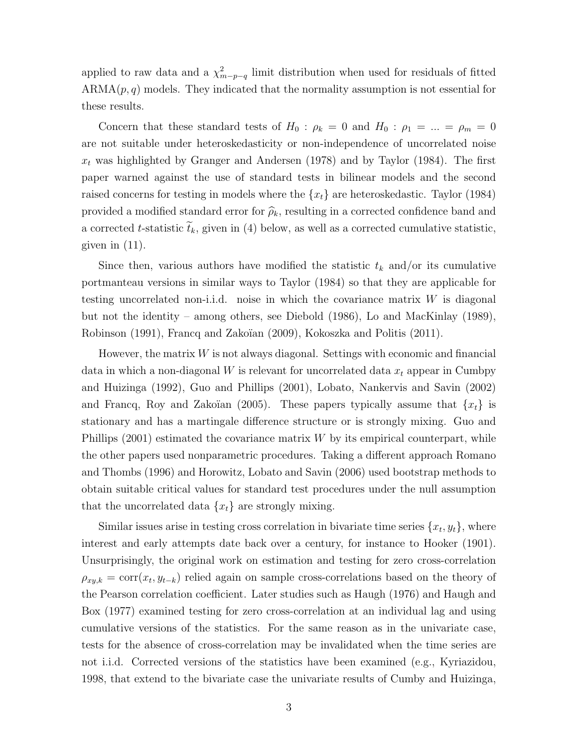applied to raw data and a $\chi^2_{m-p-q}$ limit distribution when used for residuals of fitted ARMA$(p, q)$ models. They indicated that the normality assumption is not essential for these results.

Concern that these standard tests of $H_0 : \rho_k = 0$ and $H_0 : \rho_1 = ... = \rho_m = 0$ are not suitable under heteroskedasticity or non-independence of uncorrelated noise $x_t$ was highlighted by Granger and Andersen (1978) and by Taylor (1984). The first paper warned against the use of standard tests in bilinear models and the second raised concerns for testing in models where the $\{x_t\}$ are heteroskedastic. Taylor (1984) provided a modified standard error for $\widehat{\rho}_k$, resulting in a corrected confidence band and a corrected $t$-statistic $\widetilde{t}_k$, given in (4) below, as well as a corrected cumulative statistic, given in (11).

Since then, various authors have modified the statistic $t_k$ and/or its cumulative portmanteau versions in similar ways to Taylor (1984) so that they are applicable for testing uncorrelated non-i.i.d. noise in which the covariance matrix $W$ is diagonal but not the identity – among others, see Diebold (1986), Lo and MacKinlay (1989), Robinson (1991), Francq and Zakoïan (2009), Kokoszka and Politis (2011).

However, the matrix $W$ is not always diagonal. Settings with economic and financial data in which a non-diagonal $W$ is relevant for uncorrelated data $x_t$ appear in Cumbpy and Huizinga (1992), Guo and Phillips (2001), Lobato, Nankervis and Savin (2002) and Francq, Roy and Zakoïan (2005). These papers typically assume that $\{x_t\}$ is stationary and has a martingale difference structure or is strongly mixing. Guo and Phillips (2001) estimated the covariance matrix $W$ by its empirical counterpart, while the other papers used nonparametric procedures. Taking a different approach Romano and Thombs (1996) and Horowitz, Lobato and Savin (2006) used bootstrap methods to obtain suitable critical values for standard test procedures under the null assumption that the uncorrelated data $\{x_t\}$ are strongly mixing.

Similar issues arise in testing cross correlation in bivariate time series $\{x_t, y_t\}$, where interest and early attempts date back over a century, for instance to Hooker (1901). Unsurprisingly, the original work on estimation and testing for zero cross-correlation $\rho_{xy,k} = \text{corr}(x_t, y_{t-k})$ relied again on sample cross-correlations based on the theory of the Pearson correlation coefficient. Later studies such as Haugh (1976) and Haugh and Box (1977) examined testing for zero cross-correlation at an individual lag and using cumulative versions of the statistics. For the same reason as in the univariate case, tests for the absence of cross-correlation may be invalidated when the time series are not i.i.d. Corrected versions of the statistics have been examined (e.g., Kyriazidou, 1998, that extend to the bivariate case the univariate results of Cumby and Huizinga,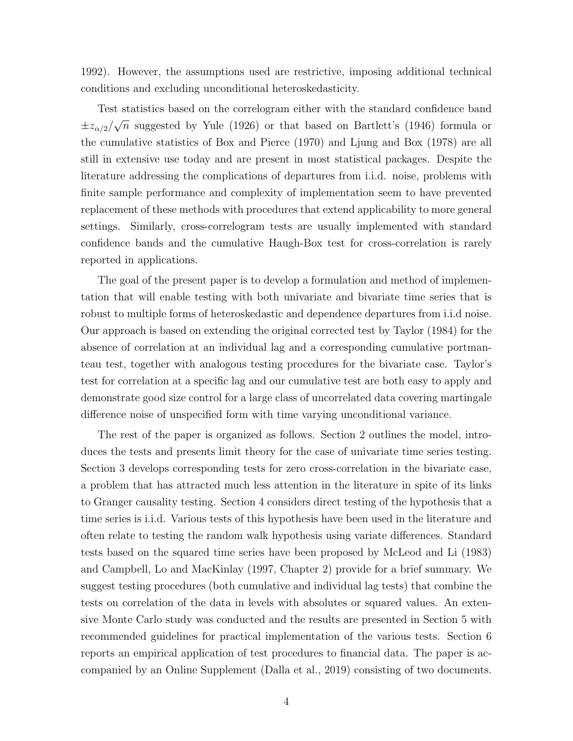1992). However, the assumptions used are restrictive, imposing additional technical conditions and excluding unconditional heteroskedasticity.

Test statistics based on the correlogram either with the standard confidence band $\pm z_{\alpha/2}/\sqrt{n}$ suggested by Yule (1926) or that based on Bartlett's (1946) formula or the cumulative statistics of Box and Pierce (1970) and Ljung and Box (1978) are all still in extensive use today and are present in most statistical packages. Despite the literature addressing the complications of departures from i.i.d. noise, problems with finite sample performance and complexity of implementation seem to have prevented replacement of these methods with procedures that extend applicability to more general settings. Similarly, cross-correlogram tests are usually implemented with standard confidence bands and the cumulative Haugh-Box test for cross-correlation is rarely reported in applications.

The goal of the present paper is to develop a formulation and method of implementation that will enable testing with both univariate and bivariate time series that is robust to multiple forms of heteroskedastic and dependence departures from i.i.d noise. Our approach is based on extending the original corrected test by Taylor (1984) for the absence of correlation at an individual lag and a corresponding cumulative portmanteau test, together with analogous testing procedures for the bivariate case. Taylor's test for correlation at a specific lag and our cumulative test are both easy to apply and demonstrate good size control for a large class of uncorrelated data covering martingale difference noise of unspecified form with time varying unconditional variance.

The rest of the paper is organized as follows. Section 2 outlines the model, introduces the tests and presents limit theory for the case of univariate time series testing. Section 3 develops corresponding tests for zero cross-correlation in the bivariate case, a problem that has attracted much less attention in the literature in spite of its links to Granger causality testing. Section 4 considers direct testing of the hypothesis that a time series is i.i.d. Various tests of this hypothesis have been used in the literature and often relate to testing the random walk hypothesis using variate differences. Standard tests based on the squared time series have been proposed by McLeod and Li (1983) and Campbell, Lo and MacKinlay (1997, Chapter 2) provide for a brief summary. We suggest testing procedures (both cumulative and individual lag tests) that combine the tests on correlation of the data in levels with absolutes or squared values. An extensive Monte Carlo study was conducted and the results are presented in Section 5 with recommended guidelines for practical implementation of the various tests. Section 6 reports an empirical application of test procedures to financial data. The paper is accompanied by an Online Supplement (Dalla et al., 2019) consisting of two documents.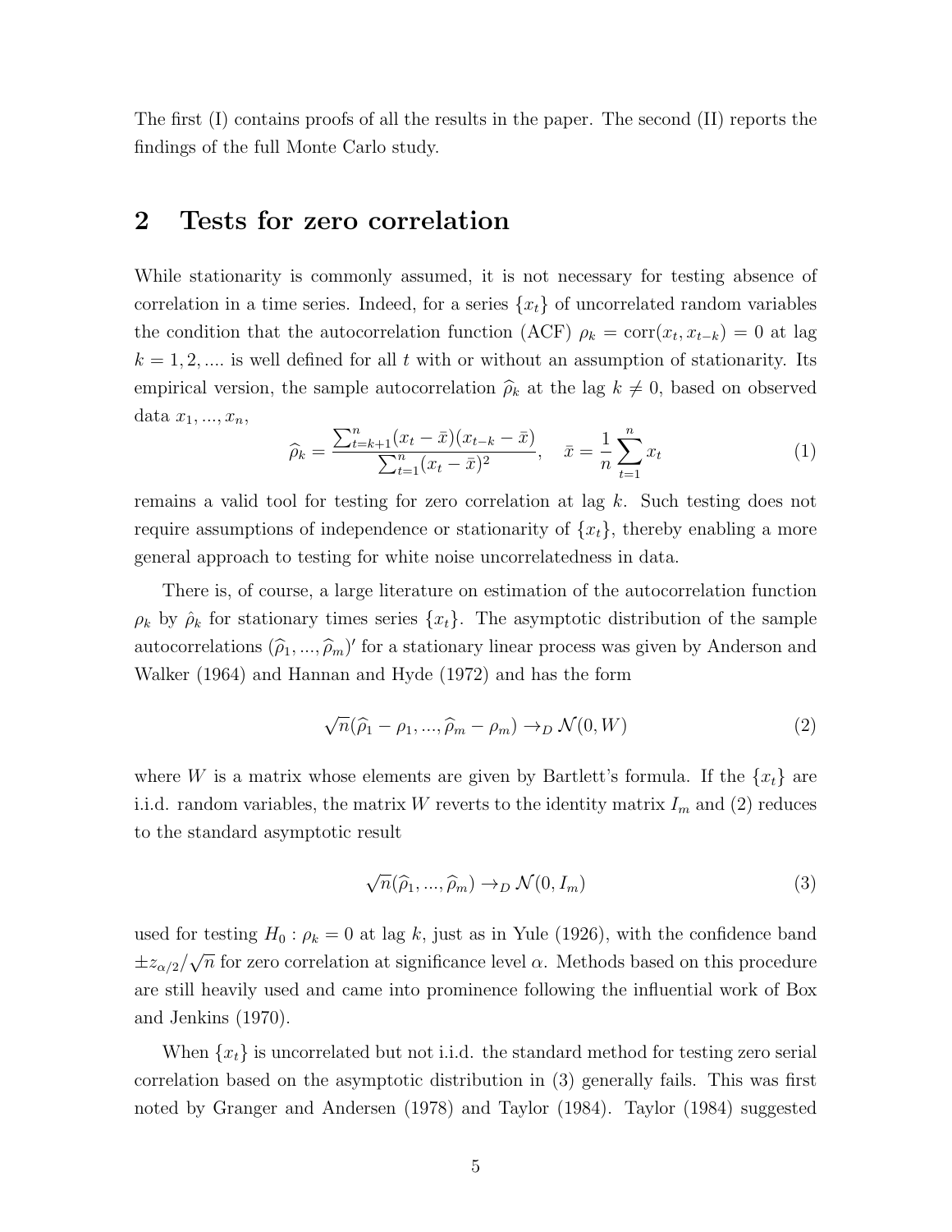The first (I) contains proofs of all the results in the paper. The second (II) reports the findings of the full Monte Carlo study.

## 2 Tests for zero correlation

While stationarity is commonly assumed, it is not necessary for testing absence of correlation in a time series. Indeed, for a series $\{x_t\}$ of uncorrelated random variables the condition that the autocorrelation function (ACF) $\rho_k = \text{corr}(x_t, x_{t-k}) = 0$ at lag $k = 1, 2, ....$ is well defined for all $t$ with or without an assumption of stationarity. Its empirical version, the sample autocorrelation $\widehat{\rho}_k$ at the lag $k \neq 0$, based on observed data $x_1, ..., x_n$,

$$\widehat{\rho}_k = \frac{\sum_{t=k+1}^{n}(x_t - \bar{x})(x_{t-k} - \bar{x})}{\sum_{t=1}^{n}(x_t - \bar{x})^2}, \quad \bar{x} = \frac{1}{n}\sum_{t=1}^{n} x_t \tag{1}$$

remains a valid tool for testing for zero correlation at lag $k$. Such testing does not require assumptions of independence or stationarity of $\{x_t\}$, thereby enabling a more general approach to testing for white noise uncorrelatedness in data.

There is, of course, a large literature on estimation of the autocorrelation function $\rho_k$ by $\hat{\rho}_k$ for stationary times series $\{x_t\}$. The asymptotic distribution of the sample autocorrelations $(\widehat{\rho}_1, ..., \widehat{\rho}_m)'$ for a stationary linear process was given by Anderson and Walker (1964) and Hannan and Hyde (1972) and has the form

$$\sqrt{n}(\widehat{\rho}_1 - \rho_1, ..., \widehat{\rho}_m - \rho_m) \to_D \mathcal{N}(0, W) \tag{2}$$

where $W$ is a matrix whose elements are given by Bartlett's formula. If the $\{x_t\}$ are i.i.d. random variables, the matrix $W$ reverts to the identity matrix $I_m$ and (2) reduces to the standard asymptotic result

$$\sqrt{n}(\widehat{\rho}_1, ..., \widehat{\rho}_m) \to_D \mathcal{N}(0, I_m) \tag{3}$$

used for testing $H_0 : \rho_k = 0$ at lag $k$, just as in Yule (1926), with the confidence band $\pm z_{\alpha/2}/\sqrt{n}$ for zero correlation at significance level $\alpha$. Methods based on this procedure are still heavily used and came into prominence following the influential work of Box and Jenkins (1970).

When $\{x_t\}$ is uncorrelated but not i.i.d. the standard method for testing zero serial correlation based on the asymptotic distribution in (3) generally fails. This was first noted by Granger and Andersen (1978) and Taylor (1984). Taylor (1984) suggested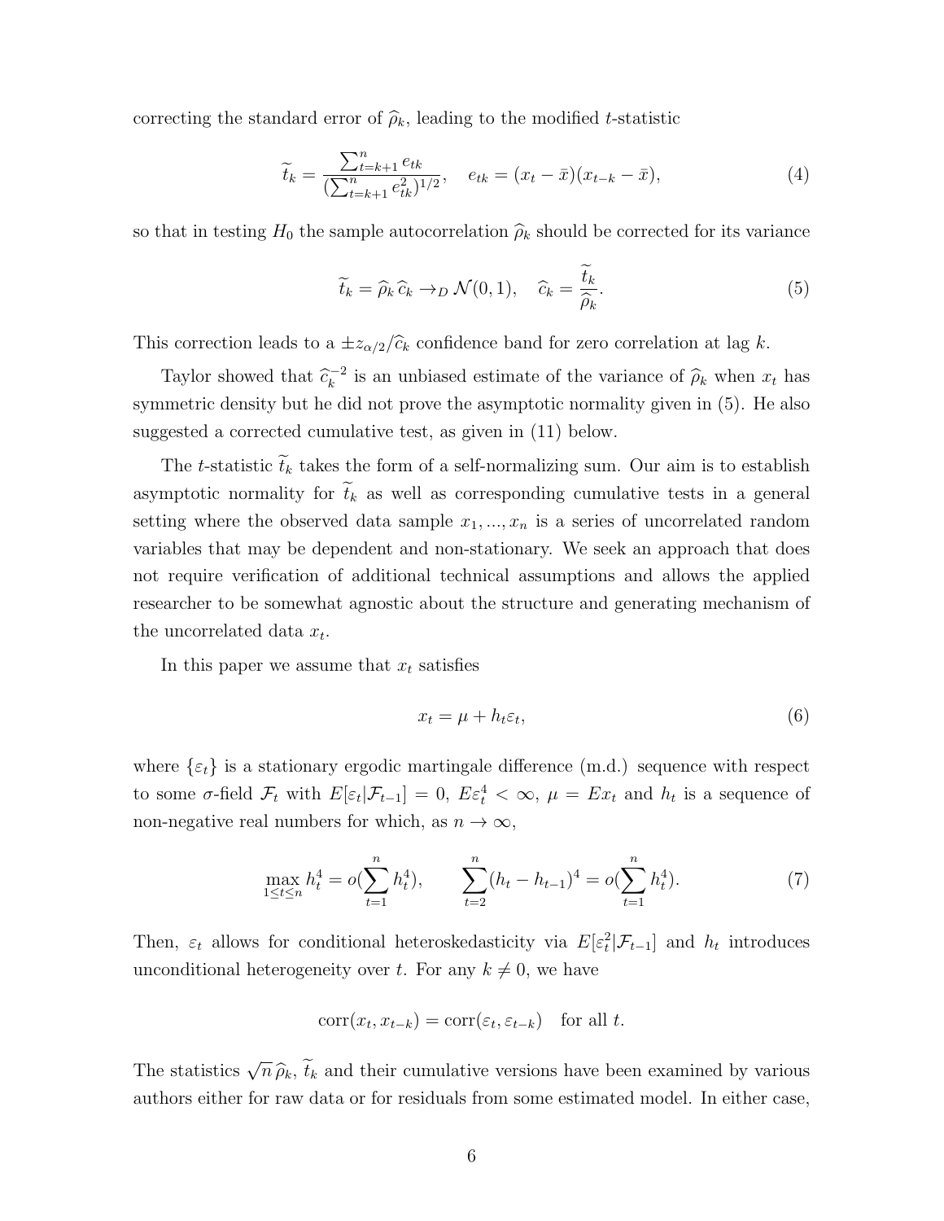correcting the standard error of $\widehat{\rho}_k$, leading to the modified $t$-statistic

$$\widetilde{t}_k = \frac{\sum_{t=k+1}^{n} e_{tk}}{(\sum_{t=k+1}^{n} e_{tk}^2)^{1/2}}, \quad e_{tk} = (x_t - \bar{x})(x_{t-k} - \bar{x}), \tag{4}$$

so that in testing $H_0$ the sample autocorrelation $\widehat{\rho}_k$ should be corrected for its variance

$$\widetilde{t}_k = \widehat{\rho}_k \, \widehat{c}_k \to_D \mathcal{N}(0,1), \quad \widehat{c}_k = \frac{\widetilde{t}_k}{\widehat{\rho}_k}. \tag{5}$$

This correction leads to a $\pm z_{\alpha/2}/\widehat{c}_k$ confidence band for zero correlation at lag $k$.

Taylor showed that $\widehat{c}_k^{-2}$ is an unbiased estimate of the variance of $\widehat{\rho}_k$ when $x_t$ has symmetric density but he did not prove the asymptotic normality given in (5). He also suggested a corrected cumulative test, as given in (11) below.

The $t$-statistic $\widetilde{t}_k$ takes the form of a self-normalizing sum. Our aim is to establish asymptotic normality for $\widetilde{t}_k$ as well as corresponding cumulative tests in a general setting where the observed data sample $x_1, ..., x_n$ is a series of uncorrelated random variables that may be dependent and non-stationary. We seek an approach that does not require verification of additional technical assumptions and allows the applied researcher to be somewhat agnostic about the structure and generating mechanism of the uncorrelated data $x_t$.

In this paper we assume that $x_t$ satisfies

$$x_t = \mu + h_t \varepsilon_t, \tag{6}$$

where $\{\varepsilon_t\}$ is a stationary ergodic martingale difference (m.d.) sequence with respect to some $\sigma$-field $\mathcal{F}_t$ with $E[\varepsilon_t|\mathcal{F}_{t-1}] = 0$, $E\varepsilon_t^4 < \infty$, $\mu = Ex_t$ and $h_t$ is a sequence of non-negative real numbers for which, as $n \to \infty$,

$$\max_{1 \le t \le n} h_t^4 = o(\sum_{t=1}^{n} h_t^4), \qquad \sum_{t=2}^{n} (h_t - h_{t-1})^4 = o(\sum_{t=1}^{n} h_t^4). \tag{7}$$

Then, $\varepsilon_t$ allows for conditional heteroskedasticity via $E[\varepsilon_t^2|\mathcal{F}_{t-1}]$ and $h_t$ introduces unconditional heterogeneity over $t$. For any $k \neq 0$, we have

$$\text{corr}(x_t, x_{t-k}) = \text{corr}(\varepsilon_t, \varepsilon_{t-k}) \quad \text{for all } t.$$

The statistics $\sqrt{n}\,\widehat{\rho}_k$, $\widetilde{t}_k$ and their cumulative versions have been examined by various authors either for raw data or for residuals from some estimated model. In either case,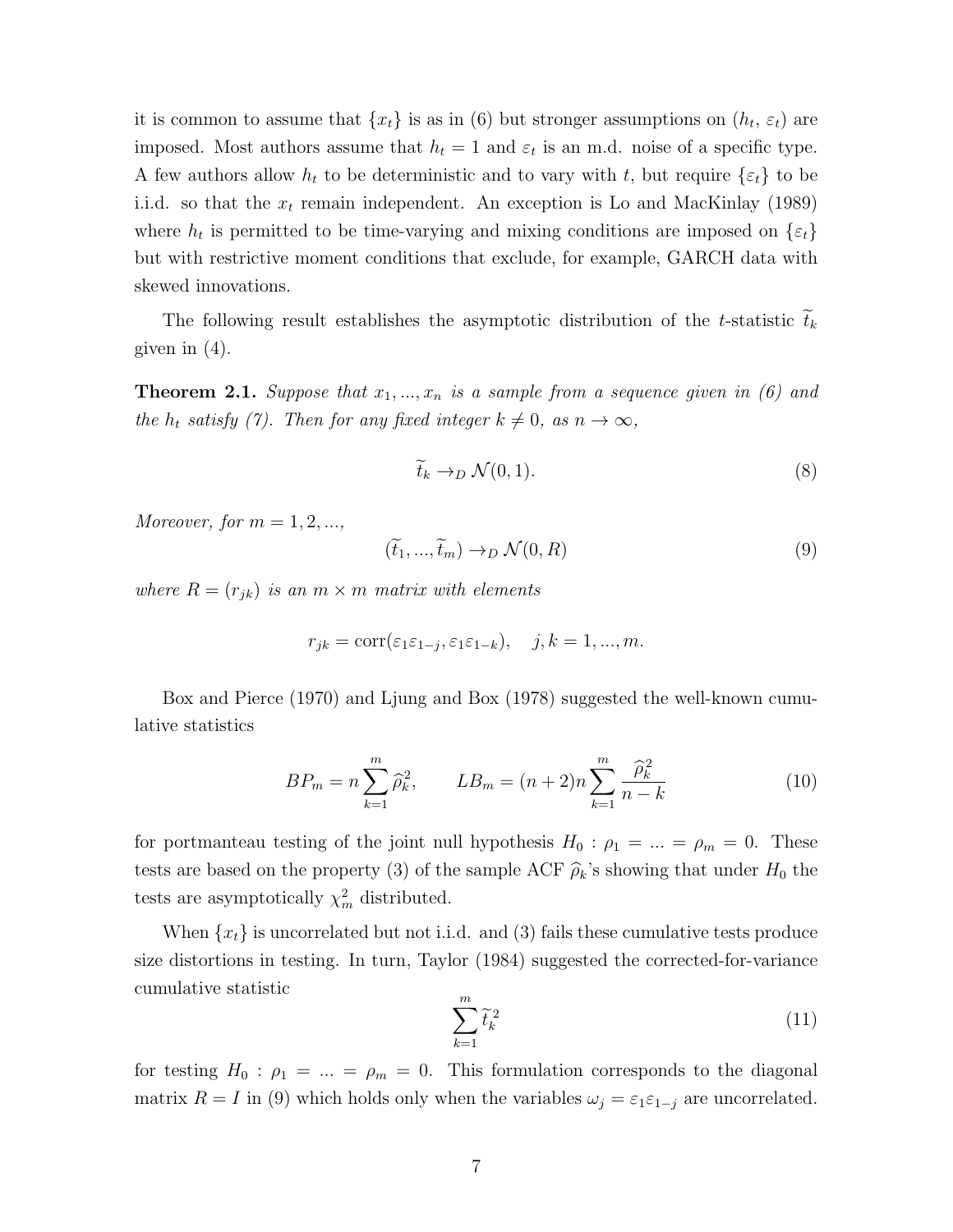it is common to assume that $\{x_t\}$ is as in (6) but stronger assumptions on $(h_t, \varepsilon_t)$ are imposed. Most authors assume that $h_t = 1$ and $\varepsilon_t$ is an m.d. noise of a specific type. A few authors allow $h_t$ to be deterministic and to vary with $t$, but require $\{\varepsilon_t\}$ to be i.i.d. so that the $x_t$ remain independent. An exception is Lo and MacKinlay (1989) where $h_t$ is permitted to be time-varying and mixing conditions are imposed on $\{\varepsilon_t\}$ but with restrictive moment conditions that exclude, for example, GARCH data with skewed innovations.

The following result establishes the asymptotic distribution of the $t$-statistic $\widetilde{t}_k$ given in (4).

**Theorem 2.1.** *Suppose that $x_1, ..., x_n$ is a sample from a sequence given in (6) and the $h_t$ satisfy (7). Then for any fixed integer $k \neq 0$, as $n \to \infty$,*

$$\widetilde{t}_k \to_D \mathcal{N}(0, 1). \tag{8}$$

*Moreover, for $m = 1, 2, ...,$*

$$(\widetilde{t}_1, ..., \widetilde{t}_m) \to_D \mathcal{N}(0, R) \tag{9}$$

*where $R = (r_{jk})$ is an $m \times m$ matrix with elements*

$$r_{jk} = \text{corr}(\varepsilon_1 \varepsilon_{1-j}, \varepsilon_1 \varepsilon_{1-k}), \quad j, k = 1, ..., m.$$

Box and Pierce (1970) and Ljung and Box (1978) suggested the well-known cumulative statistics

$$BP_m = n \sum_{k=1}^{m} \widehat{\rho}_k^2, \qquad LB_m = (n+2)n \sum_{k=1}^{m} \frac{\widehat{\rho}_k^2}{n-k} \tag{10}$$

for portmanteau testing of the joint null hypothesis $H_0 : \rho_1 = ... = \rho_m = 0$. These tests are based on the property (3) of the sample ACF $\widehat{\rho}_k$'s showing that under $H_0$ the tests are asymptotically $\chi^2_m$ distributed.

When $\{x_t\}$ is uncorrelated but not i.i.d. and (3) fails these cumulative tests produce size distortions in testing. In turn, Taylor (1984) suggested the corrected-for-variance cumulative statistic

$$\sum_{k=1}^{m} \widetilde{t}_k^2 \tag{11}$$

for testing $H_0 : \rho_1 = ... = \rho_m = 0$. This formulation corresponds to the diagonal matrix $R = I$ in (9) which holds only when the variables $\omega_j = \varepsilon_1 \varepsilon_{1-j}$ are uncorrelated.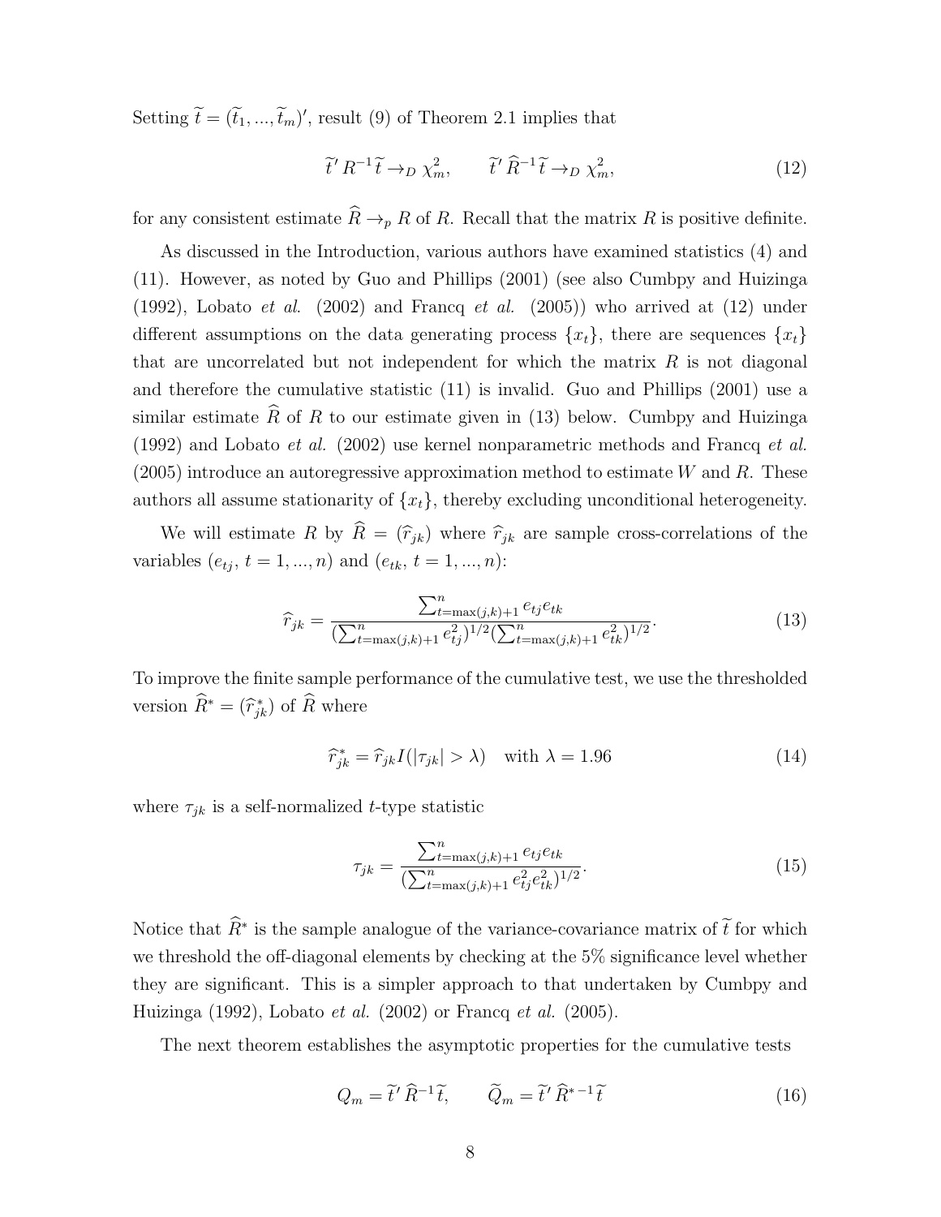Setting $\widetilde{t} = (\widetilde{t}_1, ..., \widetilde{t}_m)'$, result (9) of Theorem 2.1 implies that

$$\widetilde{t}' R^{-1} \widetilde{t} \rightarrow_D \chi^2_m, \qquad \widetilde{t}' \widehat{R}^{-1} \widetilde{t} \rightarrow_D \chi^2_m, \tag{12}$$

for any consistent estimate $\widehat{R} \rightarrow_p R$ of $R$. Recall that the matrix $R$ is positive definite.

As discussed in the Introduction, various authors have examined statistics (4) and (11). However, as noted by Guo and Phillips (2001) (see also Cumbpy and Huizinga (1992), Lobato *et al.* (2002) and Francq *et al.* (2005)) who arrived at (12) under different assumptions on the data generating process $\{x_t\}$, there are sequences $\{x_t\}$ that are uncorrelated but not independent for which the matrix $R$ is not diagonal and therefore the cumulative statistic (11) is invalid. Guo and Phillips (2001) use a similar estimate $\widehat{R}$ of $R$ to our estimate given in (13) below. Cumbpy and Huizinga (1992) and Lobato *et al.* (2002) use kernel nonparametric methods and Francq *et al.* (2005) introduce an autoregressive approximation method to estimate $W$ and $R$. These authors all assume stationarity of $\{x_t\}$, thereby excluding unconditional heterogeneity.

We will estimate $R$ by $\widehat{R} = (\widehat{r}_{jk})$ where $\widehat{r}_{jk}$ are sample cross-correlations of the variables $(e_{tj}, t = 1, ..., n)$ and $(e_{tk}, t = 1, ..., n)$:

$$\widehat{r}_{jk} = \frac{\sum_{t=\max(j,k)+1}^{n} e_{tj} e_{tk}}{(\sum_{t=\max(j,k)+1}^{n} e_{tj}^2)^{1/2} (\sum_{t=\max(j,k)+1}^{n} e_{tk}^2)^{1/2}}. \tag{13}$$

To improve the finite sample performance of the cumulative test, we use the thresholded version $\widehat{R}^* = (\widehat{r}^*_{jk})$ of $\widehat{R}$ where

$$\widehat{r}^*_{jk} = \widehat{r}_{jk} I(|\tau_{jk}| > \lambda) \quad \text{with } \lambda = 1.96 \tag{14}$$

where $\tau_{jk}$ is a self-normalized $t$-type statistic

$$\tau_{jk} = \frac{\sum_{t=\max(j,k)+1}^{n} e_{tj} e_{tk}}{(\sum_{t=\max(j,k)+1}^{n} e_{tj}^2 e_{tk}^2)^{1/2}}. \tag{15}$$

Notice that $\widehat{R}^*$ is the sample analogue of the variance-covariance matrix of $\widetilde{t}$ for which we threshold the off-diagonal elements by checking at the 5% significance level whether they are significant. This is a simpler approach to that undertaken by Cumbpy and Huizinga (1992), Lobato *et al.* (2002) or Francq *et al.* (2005).

The next theorem establishes the asymptotic properties for the cumulative tests

$$Q_m = \widetilde{t}' \widehat{R}^{-1} \widetilde{t}, \qquad \widetilde{Q}_m = \widetilde{t}' \widehat{R}^{*\,-1} \widetilde{t} \tag{16}$$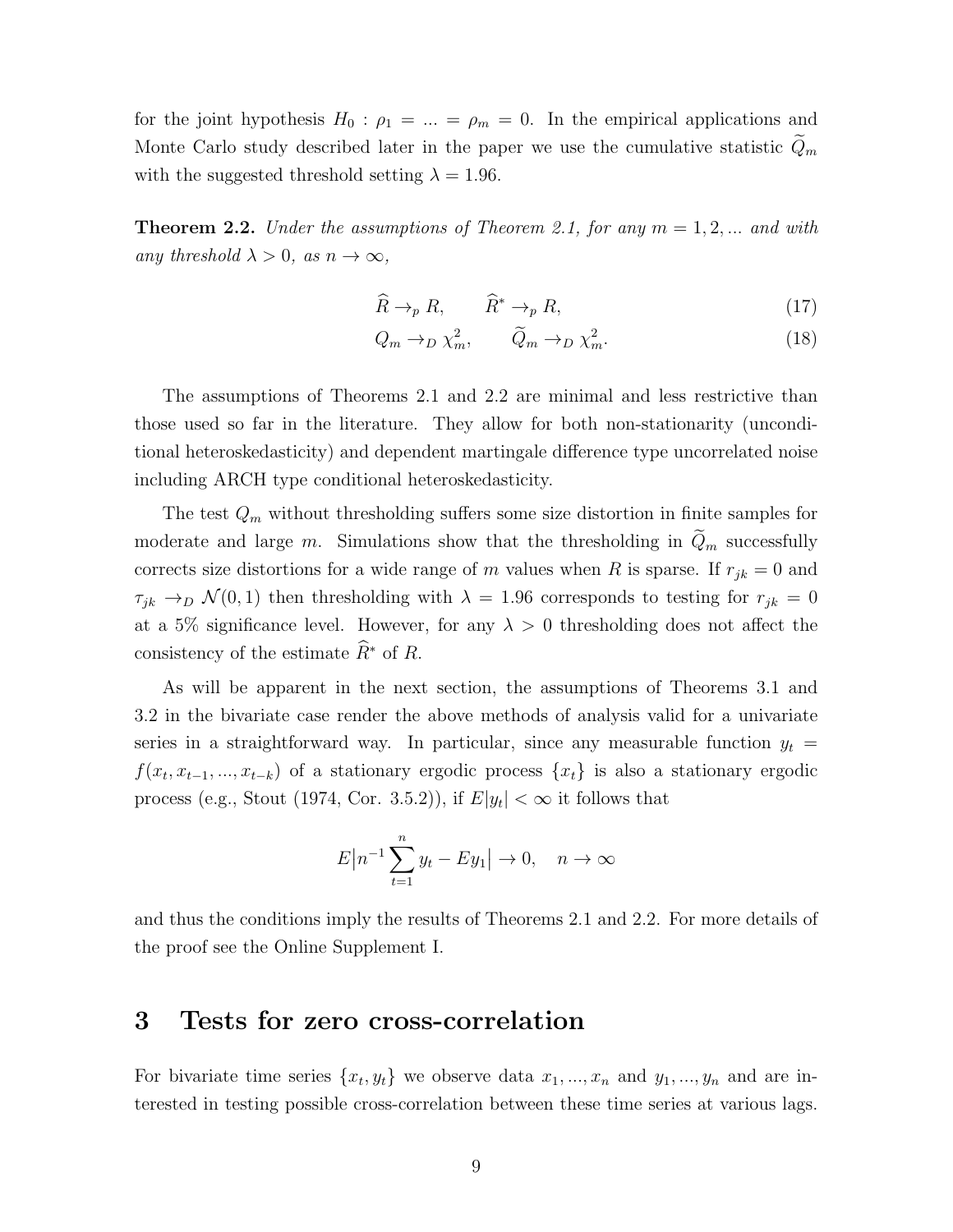for the joint hypothesis $H_0 : \rho_1 = ... = \rho_m = 0$. In the empirical applications and Monte Carlo study described later in the paper we use the cumulative statistic $\widetilde{Q}_m$ with the suggested threshold setting $\lambda = 1.96$.

**Theorem 2.2.** *Under the assumptions of Theorem 2.1, for any $m = 1, 2, ...$ and with any threshold $\lambda > 0$, as $n \to \infty$,*

$$\widehat{R} \to_p R, \qquad \widehat{R}^* \to_p R, \tag{17}$$

$$Q_m \to_D \chi^2_m, \qquad \widetilde{Q}_m \to_D \chi^2_m. \tag{18}$$

The assumptions of Theorems 2.1 and 2.2 are minimal and less restrictive than those used so far in the literature. They allow for both non-stationarity (unconditional heteroskedasticity) and dependent martingale difference type uncorrelated noise including ARCH type conditional heteroskedasticity.

The test $Q_m$ without thresholding suffers some size distortion in finite samples for moderate and large $m$. Simulations show that the thresholding in $\widetilde{Q}_m$ successfully corrects size distortions for a wide range of $m$ values when $R$ is sparse. If $r_{jk} = 0$ and $\tau_{jk} \to_D \mathcal{N}(0, 1)$ then thresholding with $\lambda = 1.96$ corresponds to testing for $r_{jk} = 0$ at a 5% significance level. However, for any $\lambda > 0$ thresholding does not affect the consistency of the estimate $\widehat{R}^*$ of $R$.

As will be apparent in the next section, the assumptions of Theorems 3.1 and 3.2 in the bivariate case render the above methods of analysis valid for a univariate series in a straightforward way. In particular, since any measurable function $y_t = f(x_t, x_{t-1}, ..., x_{t-k})$ of a stationary ergodic process $\{x_t\}$ is also a stationary ergodic process (e.g., Stout (1974, Cor. 3.5.2)), if $E|y_t| < \infty$ it follows that

$$E\big|n^{-1}\sum_{t=1}^{n} y_t - Ey_1\big| \to 0, \quad n \to \infty$$

and thus the conditions imply the results of Theorems 2.1 and 2.2. For more details of the proof see the Online Supplement I.

# 3 Tests for zero cross-correlation

For bivariate time series $\{x_t, y_t\}$ we observe data $x_1, ..., x_n$ and $y_1, ..., y_n$ and are interested in testing possible cross-correlation between these time series at various lags.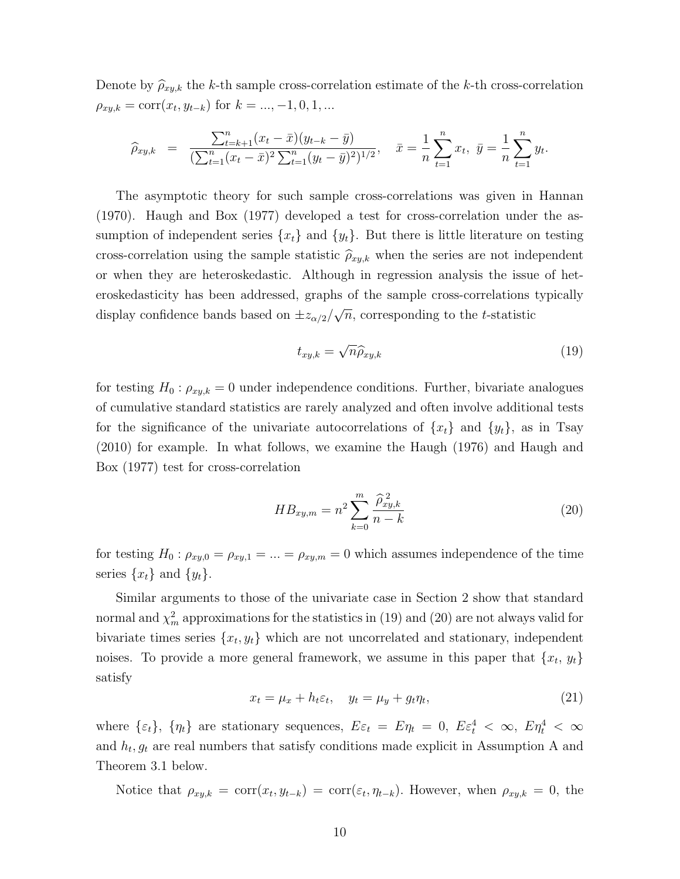Denote by $\widehat{\rho}_{xy,k}$ the $k$-th sample cross-correlation estimate of the $k$-th cross-correlation $\rho_{xy,k} = \text{corr}(x_t, y_{t-k})$ for $k = ..., -1, 0, 1, ...$

$$
\widehat{\rho}_{xy,k} = \frac{\sum_{t=k+1}^{n}(x_t - \bar{x})(y_{t-k} - \bar{y})}{(\sum_{t=1}^{n}(x_t - \bar{x})^2 \sum_{t=1}^{n}(y_t - \bar{y})^2)^{1/2}}, \quad \bar{x} = \frac{1}{n}\sum_{t=1}^{n} x_t, \ \bar{y} = \frac{1}{n}\sum_{t=1}^{n} y_t.
$$

The asymptotic theory for such sample cross-correlations was given in Hannan (1970). Haugh and Box (1977) developed a test for cross-correlation under the assumption of independent series $\{x_t\}$ and $\{y_t\}$. But there is little literature on testing cross-correlation using the sample statistic $\widehat{\rho}_{xy,k}$ when the series are not independent or when they are heteroskedastic. Although in regression analysis the issue of heteroskedasticity has been addressed, graphs of the sample cross-correlations typically display confidence bands based on $\pm z_{\alpha/2}/\sqrt{n}$, corresponding to the $t$-statistic

$$
t_{xy,k} = \sqrt{n}\widehat{\rho}_{xy,k} \tag{19}
$$

for testing $H_0 : \rho_{xy,k} = 0$ under independence conditions. Further, bivariate analogues of cumulative standard statistics are rarely analyzed and often involve additional tests for the significance of the univariate autocorrelations of $\{x_t\}$ and $\{y_t\}$, as in Tsay (2010) for example. In what follows, we examine the Haugh (1976) and Haugh and Box (1977) test for cross-correlation

$$
HB_{xy,m} = n^2 \sum_{k=0}^{m} \frac{\widehat{\rho}_{xy,k}^{\,2}}{n-k} \tag{20}
$$

for testing $H_0 : \rho_{xy,0} = \rho_{xy,1} = ... = \rho_{xy,m} = 0$ which assumes independence of the time series $\{x_t\}$ and $\{y_t\}$.

Similar arguments to those of the univariate case in Section 2 show that standard normal and $\chi^2_m$ approximations for the statistics in (19) and (20) are not always valid for bivariate times series $\{x_t, y_t\}$ which are not uncorrelated and stationary, independent noises. To provide a more general framework, we assume in this paper that $\{x_t, y_t\}$ satisfy

$$
x_t = \mu_x + h_t \varepsilon_t, \quad y_t = \mu_y + g_t \eta_t, \tag{21}
$$

where $\{\varepsilon_t\}$, $\{\eta_t\}$ are stationary sequences, $E\varepsilon_t = E\eta_t = 0$, $E\varepsilon_t^4 < \infty$, $E\eta_t^4 < \infty$ and $h_t, g_t$ are real numbers that satisfy conditions made explicit in Assumption A and Theorem 3.1 below.

Notice that $\rho_{xy,k} = \text{corr}(x_t, y_{t-k}) = \text{corr}(\varepsilon_t, \eta_{t-k})$. However, when $\rho_{xy,k} = 0$, the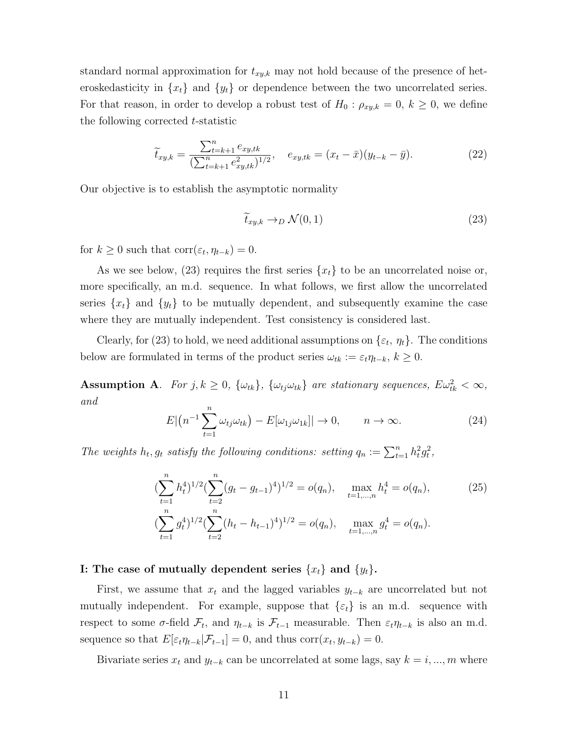standard normal approximation for $t_{xy,k}$ may not hold because of the presence of heteroskedasticity in $\{x_t\}$ and $\{y_t\}$ or dependence between the two uncorrelated series. For that reason, in order to develop a robust test of $H_0 : \rho_{xy,k} = 0$, $k \geq 0$, we define the following corrected $t$-statistic

$$\widetilde{t}_{xy,k} = \frac{\sum_{t=k+1}^{n} e_{xy,tk}}{(\sum_{t=k+1}^{n} e_{xy,tk}^2)^{1/2}}, \quad e_{xy,tk} = (x_t - \bar{x})(y_{t-k} - \bar{y}). \tag{22}$$

Our objective is to establish the asymptotic normality

$$\widetilde{t}_{xy,k} \to_D \mathcal{N}(0,1) \tag{23}$$

for $k \geq 0$ such that $\mathrm{corr}(\varepsilon_t, \eta_{t-k}) = 0$.

As we see below, (23) requires the first series $\{x_t\}$ to be an uncorrelated noise or, more specifically, an m.d. sequence. In what follows, we first allow the uncorrelated series $\{x_t\}$ and $\{y_t\}$ to be mutually dependent, and subsequently examine the case where they are mutually independent. Test consistency is considered last.

Clearly, for (23) to hold, we need additional assumptions on $\{\varepsilon_t, \eta_t\}$. The conditions below are formulated in terms of the product series $\omega_{tk} := \varepsilon_t \eta_{t-k}$, $k \geq 0$.

**Assumption A**. *For $j, k \geq 0$, $\{\omega_{tk}\}$, $\{\omega_{tj}\omega_{tk}\}$ are stationary sequences, $E\omega_{tk}^2 < \infty$, and*

$$E\big|\big(n^{-1}\sum_{t=1}^{n} \omega_{tj}\omega_{tk}\big) - E[\omega_{1j}\omega_{1k}]\big| \to 0, \qquad n \to \infty. \tag{24}$$

*The weights $h_t, g_t$ satisfy the following conditions: setting $q_n := \sum_{t=1}^{n} h_t^2 g_t^2$,*

$$\begin{aligned} &(\sum_{t=1}^{n} h_t^4)^{1/2}(\sum_{t=2}^{n}(g_t - g_{t-1})^4)^{1/2} = o(q_n), \quad \max_{t=1,\dots,n} h_t^4 = o(q_n), \\ &(\sum_{t=1}^{n} g_t^4)^{1/2}(\sum_{t=2}^{n}(h_t - h_{t-1})^4)^{1/2} = o(q_n), \quad \max_{t=1,\dots,n} g_t^4 = o(q_n). \end{aligned} \tag{25}$$

**I: The case of mutually dependent series $\{x_t\}$ and $\{y_t\}$.**

First, we assume that $x_t$ and the lagged variables $y_{t-k}$ are uncorrelated but not mutually independent. For example, suppose that $\{\varepsilon_t\}$ is an m.d. sequence with respect to some $\sigma$-field $\mathcal{F}_t$, and $\eta_{t-k}$ is $\mathcal{F}_{t-1}$ measurable. Then $\varepsilon_t\eta_{t-k}$ is also an m.d. sequence so that $E[\varepsilon_t\eta_{t-k}|\mathcal{F}_{t-1}] = 0$, and thus $\mathrm{corr}(x_t, y_{t-k}) = 0$.

Bivariate series $x_t$ and $y_{t-k}$ can be uncorrelated at some lags, say $k = i, ..., m$ where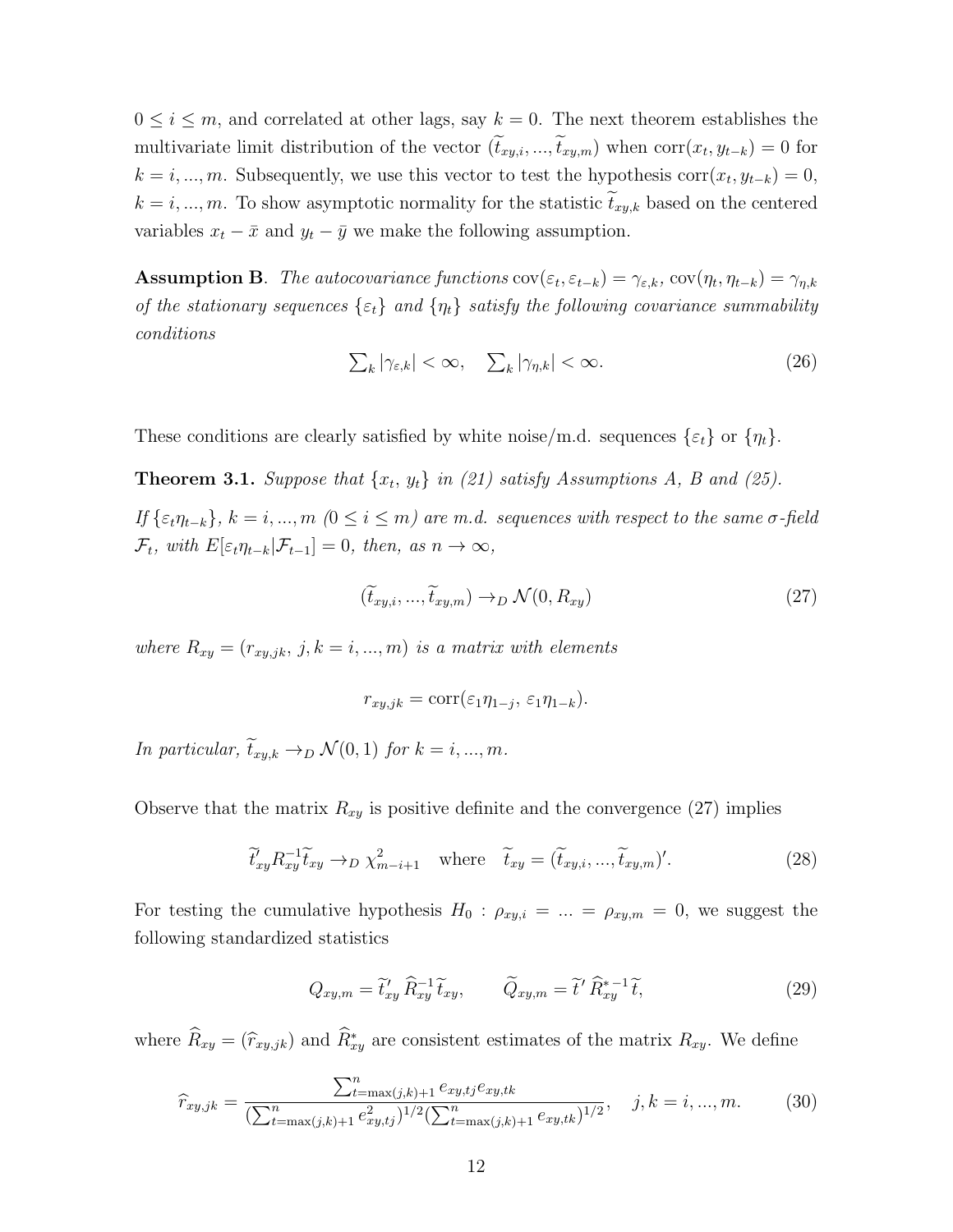$0 \le i \le m$, and correlated at other lags, say $k = 0$. The next theorem establishes the multivariate limit distribution of the vector $(\widetilde{t}_{xy,i}, ..., \widetilde{t}_{xy,m})$ when $\mathrm{corr}(x_t, y_{t-k}) = 0$ for $k = i, ..., m$. Subsequently, we use this vector to test the hypothesis $\mathrm{corr}(x_t, y_{t-k}) = 0$, $k = i, ..., m$. To show asymptotic normality for the statistic $\widetilde{t}_{xy,k}$ based on the centered variables $x_t - \bar{x}$ and $y_t - \bar{y}$ we make the following assumption.

**Assumption B**. *The autocovariance functions* $\mathrm{cov}(\varepsilon_t, \varepsilon_{t-k}) = \gamma_{\varepsilon,k}$, $\mathrm{cov}(\eta_t, \eta_{t-k}) = \gamma_{\eta,k}$ *of the stationary sequences* $\{\varepsilon_t\}$ *and* $\{\eta_t\}$ *satisfy the following covariance summability conditions*

$$\textstyle\sum_k |\gamma_{\varepsilon,k}| < \infty, \quad \sum_k |\gamma_{\eta,k}| < \infty. \tag{26}$$

These conditions are clearly satisfied by white noise/m.d. sequences $\{\varepsilon_t\}$ or $\{\eta_t\}$.

**Theorem 3.1.** *Suppose that* $\{x_t, y_t\}$ *in (21) satisfy Assumptions A, B and (25).*

*If* $\{\varepsilon_t \eta_{t-k}\}$, $k = i, ..., m$ $(0 \le i \le m)$ *are m.d. sequences with respect to the same* $\sigma$*-field* $\mathcal{F}_t$, *with* $E[\varepsilon_t \eta_{t-k} | \mathcal{F}_{t-1}] = 0$, *then, as* $n \to \infty$,

$$(\widetilde{t}_{xy,i}, ..., \widetilde{t}_{xy,m}) \to_D \mathcal{N}(0, R_{xy}) \tag{27}$$

*where* $R_{xy} = (r_{xy,jk},\ j, k = i, ..., m)$ *is a matrix with elements*

$$r_{xy,jk} = \mathrm{corr}(\varepsilon_1 \eta_{1-j},\ \varepsilon_1 \eta_{1-k}).$$

*In particular,* $\widetilde{t}_{xy,k} \to_D \mathcal{N}(0, 1)$ *for* $k = i, ..., m$.

Observe that the matrix $R_{xy}$ is positive definite and the convergence (27) implies

$$\widetilde{t}_{xy}' R_{xy}^{-1} \widetilde{t}_{xy} \to_D \chi^2_{m-i+1} \quad \text{where} \quad \widetilde{t}_{xy} = (\widetilde{t}_{xy,i}, ..., \widetilde{t}_{xy,m})'. \tag{28}$$

For testing the cumulative hypothesis $H_0 : \rho_{xy,i} = ... = \rho_{xy,m} = 0$, we suggest the following standardized statistics

$$Q_{xy,m} = \widetilde{t}_{xy}' \, \widehat{R}_{xy}^{-1} \widetilde{t}_{xy}, \qquad \widetilde{Q}_{xy,m} = \widetilde{t}' \, \widehat{R}_{xy}^{*\,-1} \widetilde{t}, \tag{29}$$

where $\widehat{R}_{xy} = (\widehat{r}_{xy,jk})$ and $\widehat{R}_{xy}^*$ are consistent estimates of the matrix $R_{xy}$. We define

$$\widehat{r}_{xy,jk} = \frac{\sum_{t=\max(j,k)+1}^{n} e_{xy,tj} e_{xy,tk}}{(\sum_{t=\max(j,k)+1}^{n} e_{xy,tj}^2)^{1/2} (\sum_{t=\max(j,k)+1}^{n} e_{xy,tk})^{1/2}}, \quad j, k = i, ..., m. \tag{30}$$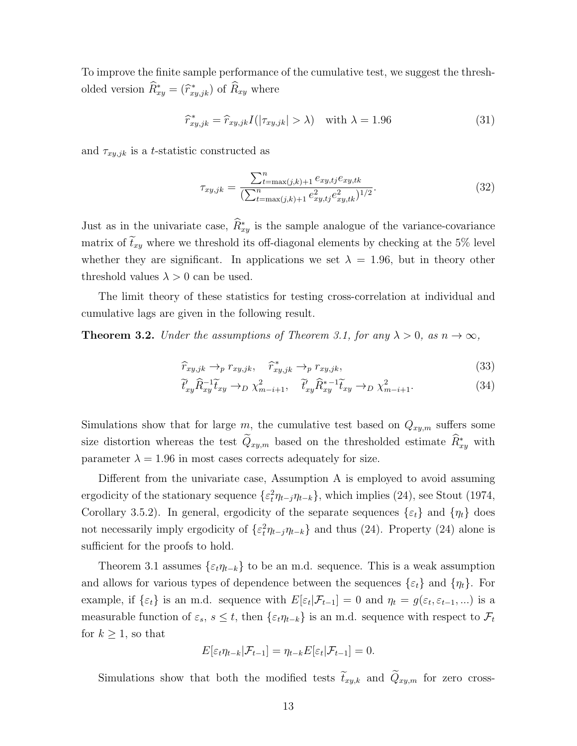To improve the finite sample performance of the cumulative test, we suggest the thresholded version $\widehat{R}^*_{xy} = (\widehat{r}^*_{xy,jk})$ of $\widehat{R}_{xy}$ where

$$\widehat{r}^*_{xy,jk} = \widehat{r}_{xy,jk} I(|\tau_{xy,jk}| > \lambda) \quad \text{with } \lambda = 1.96 \tag{31}$$

and $\tau_{xy,jk}$ is a $t$-statistic constructed as

$$\tau_{xy,jk} = \frac{\sum_{t=\max(j,k)+1}^{n} e_{xy,tj} e_{xy,tk}}{(\sum_{t=\max(j,k)+1}^{n} e^2_{xy,tj} e^2_{xy,tk})^{1/2}}. \tag{32}$$

Just as in the univariate case, $\widehat{R}^*_{xy}$ is the sample analogue of the variance-covariance matrix of $\widetilde{t}_{xy}$ where we threshold its off-diagonal elements by checking at the 5% level whether they are significant. In applications we set $\lambda = 1.96$, but in theory other threshold values $\lambda > 0$ can be used.

The limit theory of these statistics for testing cross-correlation at individual and cumulative lags are given in the following result.

**Theorem 3.2.** *Under the assumptions of Theorem 3.1, for any $\lambda > 0$, as $n \to \infty$,*

$$\widehat{r}_{xy,jk} \to_p r_{xy,jk}, \quad \widehat{r}^*_{xy,jk} \to_p r_{xy,jk}, \tag{33}$$

$$\widetilde{t}'_{xy} \widehat{R}^{-1}_{xy} \widetilde{t}_{xy} \to_D \chi^2_{m-i+1}, \quad \widetilde{t}'_{xy} \widehat{R}^{*-1}_{xy} \widetilde{t}_{xy} \to_D \chi^2_{m-i+1}. \tag{34}$$

Simulations show that for large $m$, the cumulative test based on $Q_{xy,m}$ suffers some size distortion whereas the test $\widetilde{Q}_{xy,m}$ based on the thresholded estimate $\widehat{R}^*_{xy}$ with parameter $\lambda = 1.96$ in most cases corrects adequately for size.

Different from the univariate case, Assumption A is employed to avoid assuming ergodicity of the stationary sequence $\{\varepsilon_t^2 \eta_{t-j} \eta_{t-k}\}$, which implies (24), see Stout (1974, Corollary 3.5.2). In general, ergodicity of the separate sequences $\{\varepsilon_t\}$ and $\{\eta_t\}$ does not necessarily imply ergodicity of $\{\varepsilon_t^2 \eta_{t-j} \eta_{t-k}\}$ and thus (24). Property (24) alone is sufficient for the proofs to hold.

Theorem 3.1 assumes $\{\varepsilon_t \eta_{t-k}\}$ to be an m.d. sequence. This is a weak assumption and allows for various types of dependence between the sequences $\{\varepsilon_t\}$ and $\{\eta_t\}$. For example, if $\{\varepsilon_t\}$ is an m.d. sequence with $E[\varepsilon_t|\mathcal{F}_{t-1}] = 0$ and $\eta_t = g(\varepsilon_t, \varepsilon_{t-1}, ...)$ is a measurable function of $\varepsilon_s$, $s \leq t$, then $\{\varepsilon_t \eta_{t-k}\}$ is an m.d. sequence with respect to $\mathcal{F}_t$ for $k \geq 1$, so that

$$E[\varepsilon_t \eta_{t-k}|\mathcal{F}_{t-1}] = \eta_{t-k} E[\varepsilon_t|\mathcal{F}_{t-1}] = 0.$$

Simulations show that both the modified tests $\widetilde{t}_{xy,k}$ and $\widetilde{Q}_{xy,m}$ for zero cross-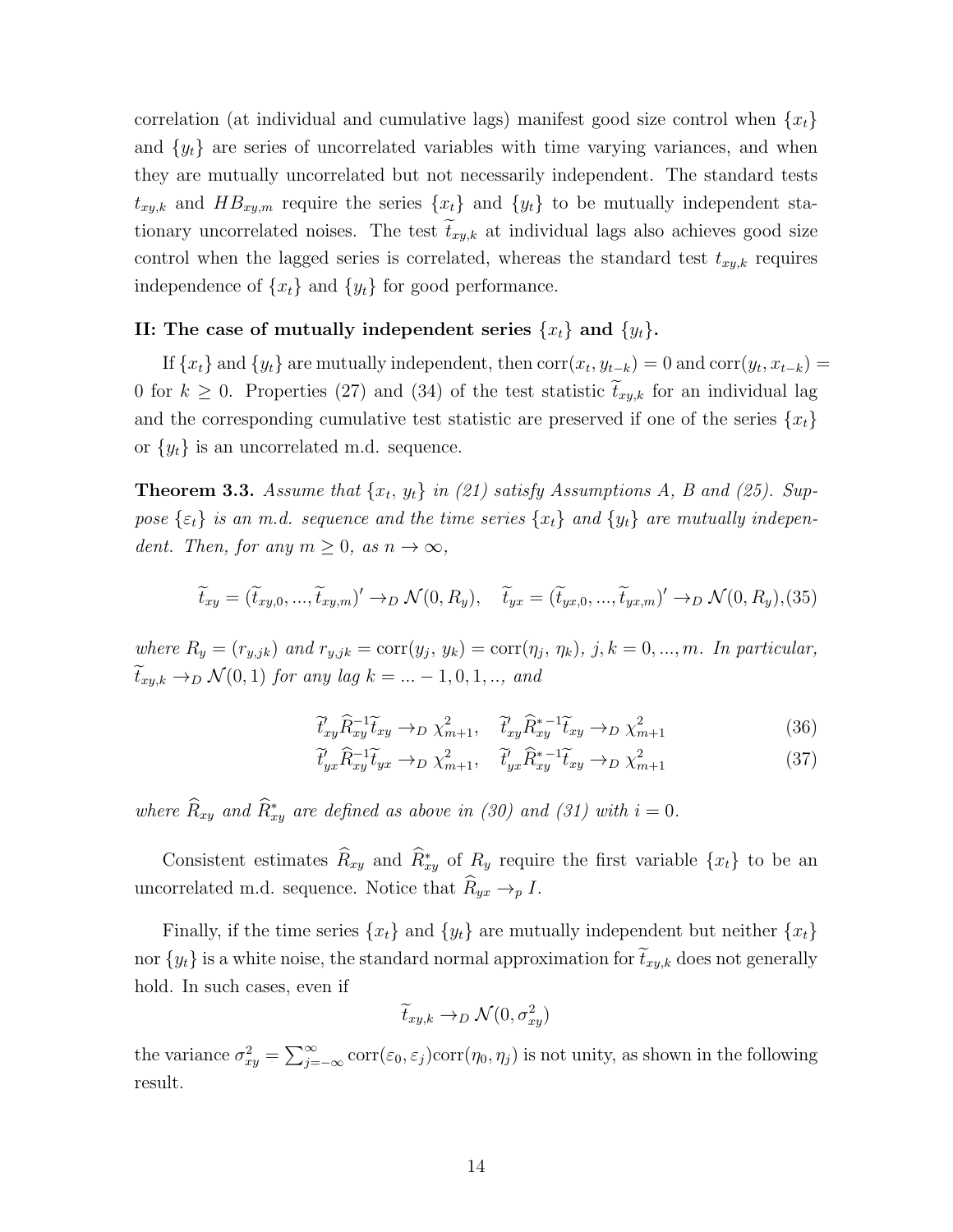correlation (at individual and cumulative lags) manifest good size control when $\{x_t\}$ and $\{y_t\}$ are series of uncorrelated variables with time varying variances, and when they are mutually uncorrelated but not necessarily independent. The standard tests $t_{xy,k}$ and $HB_{xy,m}$ require the series $\{x_t\}$ and $\{y_t\}$ to be mutually independent stationary uncorrelated noises. The test $\widetilde{t}_{xy,k}$ at individual lags also achieves good size control when the lagged series is correlated, whereas the standard test $t_{xy,k}$ requires independence of $\{x_t\}$ and $\{y_t\}$ for good performance.

**II: The case of mutually independent series $\{x_t\}$ and $\{y_t\}$.**

If $\{x_t\}$ and $\{y_t\}$ are mutually independent, then $\mathrm{corr}(x_t, y_{t-k}) = 0$ and $\mathrm{corr}(y_t, x_{t-k}) = 0$ for $k \geq 0$. Properties (27) and (34) of the test statistic $\widetilde{t}_{xy,k}$ for an individual lag and the corresponding cumulative test statistic are preserved if one of the series $\{x_t\}$ or $\{y_t\}$ is an uncorrelated m.d. sequence.

**Theorem 3.3.** *Assume that $\{x_t,\, y_t\}$ in (21) satisfy Assumptions A, B and (25). Suppose $\{\varepsilon_t\}$ is an m.d. sequence and the time series $\{x_t\}$ and $\{y_t\}$ are mutually independent. Then, for any $m \geq 0$, as $n \to \infty$,*

$$\widetilde{t}_{xy} = (\widetilde{t}_{xy,0}, ..., \widetilde{t}_{xy,m})' \to_D \mathcal{N}(0, R_y), \quad \widetilde{t}_{yx} = (\widetilde{t}_{yx,0}, ..., \widetilde{t}_{yx,m})' \to_D \mathcal{N}(0, R_y), \tag{35}$$

*where $R_y = (r_{y,jk})$ and $r_{y,jk} = \mathrm{corr}(y_j,\, y_k) = \mathrm{corr}(\eta_j,\, \eta_k)$, $j, k = 0, ..., m$. In particular, $\widetilde{t}_{xy,k} \to_D \mathcal{N}(0, 1)$ for any lag $k = ... -1, 0, 1, ..,$ and*

$$\widetilde{t}'_{xy} \widehat{R}_{xy}^{-1} \widetilde{t}_{xy} \to_D \chi^2_{m+1}, \quad \widetilde{t}'_{xy} \widehat{R}_{xy}^{*\,-1} \widetilde{t}_{xy} \to_D \chi^2_{m+1} \tag{36}$$

$$\widetilde{t}'_{yx} \widehat{R}_{xy}^{-1} \widetilde{t}_{yx} \to_D \chi^2_{m+1}, \quad \widetilde{t}'_{yx} \widehat{R}_{xy}^{*\,-1} \widetilde{t}_{xy} \to_D \chi^2_{m+1} \tag{37}$$

*where $\widehat{R}_{xy}$ and $\widehat{R}^*_{xy}$ are defined as above in (30) and (31) with $i = 0$.*

Consistent estimates $\widehat{R}_{xy}$ and $\widehat{R}^*_{xy}$ of $R_y$ require the first variable $\{x_t\}$ to be an uncorrelated m.d. sequence. Notice that $\widehat{R}_{yx} \to_p I$.

Finally, if the time series $\{x_t\}$ and $\{y_t\}$ are mutually independent but neither $\{x_t\}$ nor $\{y_t\}$ is a white noise, the standard normal approximation for $\widetilde{t}_{xy,k}$ does not generally hold. In such cases, even if

$$\widetilde{t}_{xy,k} \to_D \mathcal{N}(0, \sigma^2_{xy})$$

the variance $\sigma^2_{xy} = \sum_{j=-\infty}^{\infty} \mathrm{corr}(\varepsilon_0, \varepsilon_j)\mathrm{corr}(\eta_0, \eta_j)$ is not unity, as shown in the following result.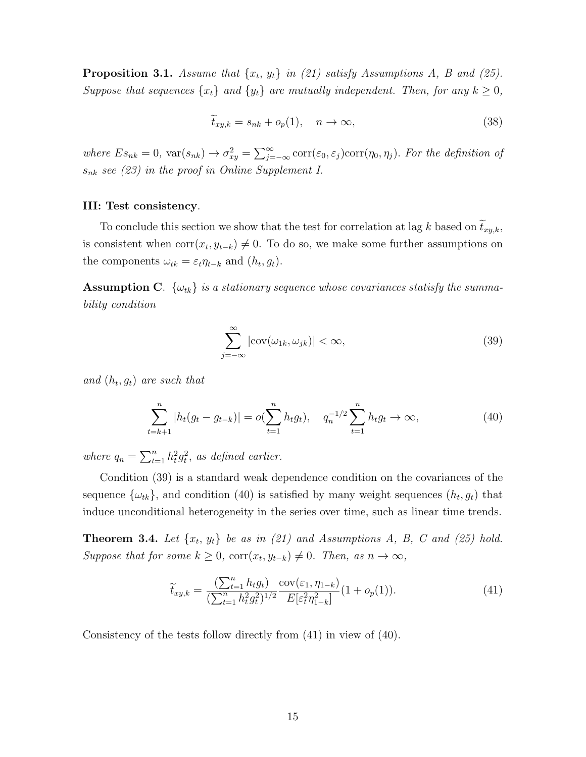**Proposition 3.1.** *Assume that $\{x_t, y_t\}$ in (21) satisfy Assumptions A, B and (25). Suppose that sequences $\{x_t\}$ and $\{y_t\}$ are mutually independent. Then, for any $k \geq 0$,*

$$\widetilde{t}_{xy,k} = s_{nk} + o_p(1), \quad n \to \infty, \tag{38}$$

*where $Es_{nk} = 0$, $\text{var}(s_{nk}) \to \sigma_{xy}^2 = \sum_{j=-\infty}^{\infty} \text{corr}(\varepsilon_0, \varepsilon_j)\text{corr}(\eta_0, \eta_j)$. For the definition of $s_{nk}$ see (23) in the proof in Online Supplement I.*

**III: Test consistency**.

To conclude this section we show that the test for correlation at lag $k$ based on $\widetilde{t}_{xy,k}$, is consistent when $\text{corr}(x_t, y_{t-k}) \neq 0$. To do so, we make some further assumptions on the components $\omega_{tk} = \varepsilon_t \eta_{t-k}$ and $(h_t, g_t)$.

**Assumption C**. *$\{\omega_{tk}\}$ is a stationary sequence whose covariances satisfy the summability condition*

$$\sum_{j=-\infty}^{\infty} |\text{cov}(\omega_{1k}, \omega_{jk})| < \infty, \tag{39}$$

*and $(h_t, g_t)$ are such that*

$$\sum_{t=k+1}^{n} |h_t(g_t - g_{t-k})| = o(\sum_{t=1}^{n} h_t g_t), \quad q_n^{-1/2} \sum_{t=1}^{n} h_t g_t \to \infty, \tag{40}$$

*where $q_n = \sum_{t=1}^{n} h_t^2 g_t^2$, as defined earlier.*

Condition (39) is a standard weak dependence condition on the covariances of the sequence $\{\omega_{tk}\}$, and condition (40) is satisfied by many weight sequences $(h_t, g_t)$ that induce unconditional heterogeneity in the series over time, such as linear time trends.

**Theorem 3.4.** *Let $\{x_t, y_t\}$ be as in (21) and Assumptions A, B, C and (25) hold. Suppose that for some $k \geq 0$, $\text{corr}(x_t, y_{t-k}) \neq 0$. Then, as $n \to \infty$,*

$$\widetilde{t}_{xy,k} = \frac{(\sum_{t=1}^{n} h_t g_t)}{(\sum_{t=1}^{n} h_t^2 g_t^2)^{1/2}} \frac{\text{cov}(\varepsilon_1, \eta_{1-k})}{E[\varepsilon_t^2 \eta_{1-k}^2]}(1 + o_p(1)). \tag{41}$$

Consistency of the tests follow directly from (41) in view of (40).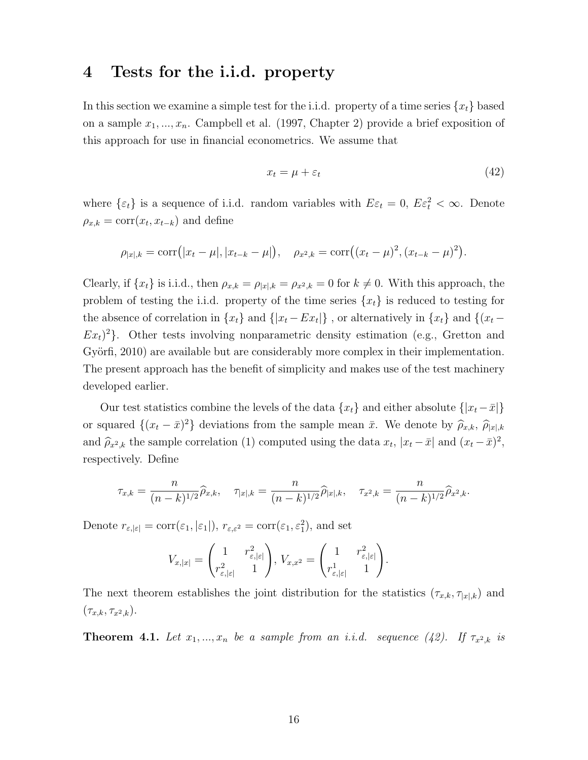// Page 17 of 32 (doc ac85c3562f23); page number omitted; final line "Theorem 4.1 ... If $\tau_{x^2,k}$ is" is cut off mid-sentence.
# 4 Tests for the i.i.d. property

In this section we examine a simple test for the i.i.d. property of a time series $\{x_t\}$ based on a sample $x_1, ..., x_n$. Campbell et al. (1997, Chapter 2) provide a brief exposition of this approach for use in financial econometrics. We assume that

$$x_t = \mu + \varepsilon_t \tag{42}$$

where $\{\varepsilon_t\}$ is a sequence of i.i.d. random variables with $E\varepsilon_t = 0$, $E\varepsilon_t^2 < \infty$. Denote $\rho_{x,k} = \text{corr}(x_t, x_{t-k})$ and define

$$\rho_{|x|,k} = \text{corr}\big(|x_t - \mu|, |x_{t-k} - \mu|\big), \quad \rho_{x^2,k} = \text{corr}\big((x_t - \mu)^2, (x_{t-k} - \mu)^2\big).$$

Clearly, if $\{x_t\}$ is i.i.d., then $\rho_{x,k} = \rho_{|x|,k} = \rho_{x^2,k} = 0$ for $k \neq 0$. With this approach, the problem of testing the i.i.d. property of the time series $\{x_t\}$ is reduced to testing for the absence of correlation in $\{x_t\}$ and $\{|x_t - Ex_t|\}$ , or alternatively in $\{x_t\}$ and $\{(x_t - Ex_t)^2\}$. Other tests involving nonparametric density estimation (e.g., Gretton and Györfi, 2010) are available but are considerably more complex in their implementation. The present approach has the benefit of simplicity and makes use of the test machinery developed earlier.

Our test statistics combine the levels of the data $\{x_t\}$ and either absolute $\{|x_t - \bar{x}|\}$ or squared $\{(x_t - \bar{x})^2\}$ deviations from the sample mean $\bar{x}$. We denote by $\widehat{\rho}_{x,k}$, $\widehat{\rho}_{|x|,k}$ and $\widehat{\rho}_{x^2,k}$ the sample correlation (1) computed using the data $x_t$, $|x_t - \bar{x}|$ and $(x_t - \bar{x})^2$, respectively. Define

$$\tau_{x,k} = \frac{n}{(n-k)^{1/2}} \widehat{\rho}_{x,k}, \quad \tau_{|x|,k} = \frac{n}{(n-k)^{1/2}} \widehat{\rho}_{|x|,k}, \quad \tau_{x^2,k} = \frac{n}{(n-k)^{1/2}} \widehat{\rho}_{x^2,k}.$$

Denote $r_{\varepsilon,|\varepsilon|} = \text{corr}(\varepsilon_1, |\varepsilon_1|)$, $r_{\varepsilon,\varepsilon^2} = \text{corr}(\varepsilon_1, \varepsilon_1^2)$, and set

$$V_{x,|x|} = \begin{pmatrix} 1 & r^2_{\varepsilon,|\varepsilon|} \\ r^2_{\varepsilon,|\varepsilon|} & 1 \end{pmatrix}, \; V_{x,x^2} = \begin{pmatrix} 1 & r^2_{\varepsilon,|\varepsilon|} \\ r^1_{\varepsilon,|\varepsilon|} & 1 \end{pmatrix}.$$

The next theorem establishes the joint distribution for the statistics $(\tau_{x,k}, \tau_{|x|,k})$ and $(\tau_{x,k}, \tau_{x^2,k})$.

**Theorem 4.1.** *Let $x_1, ..., x_n$ be a sample from an i.i.d. sequence (42). If $\tau_{x^2,k}$ is*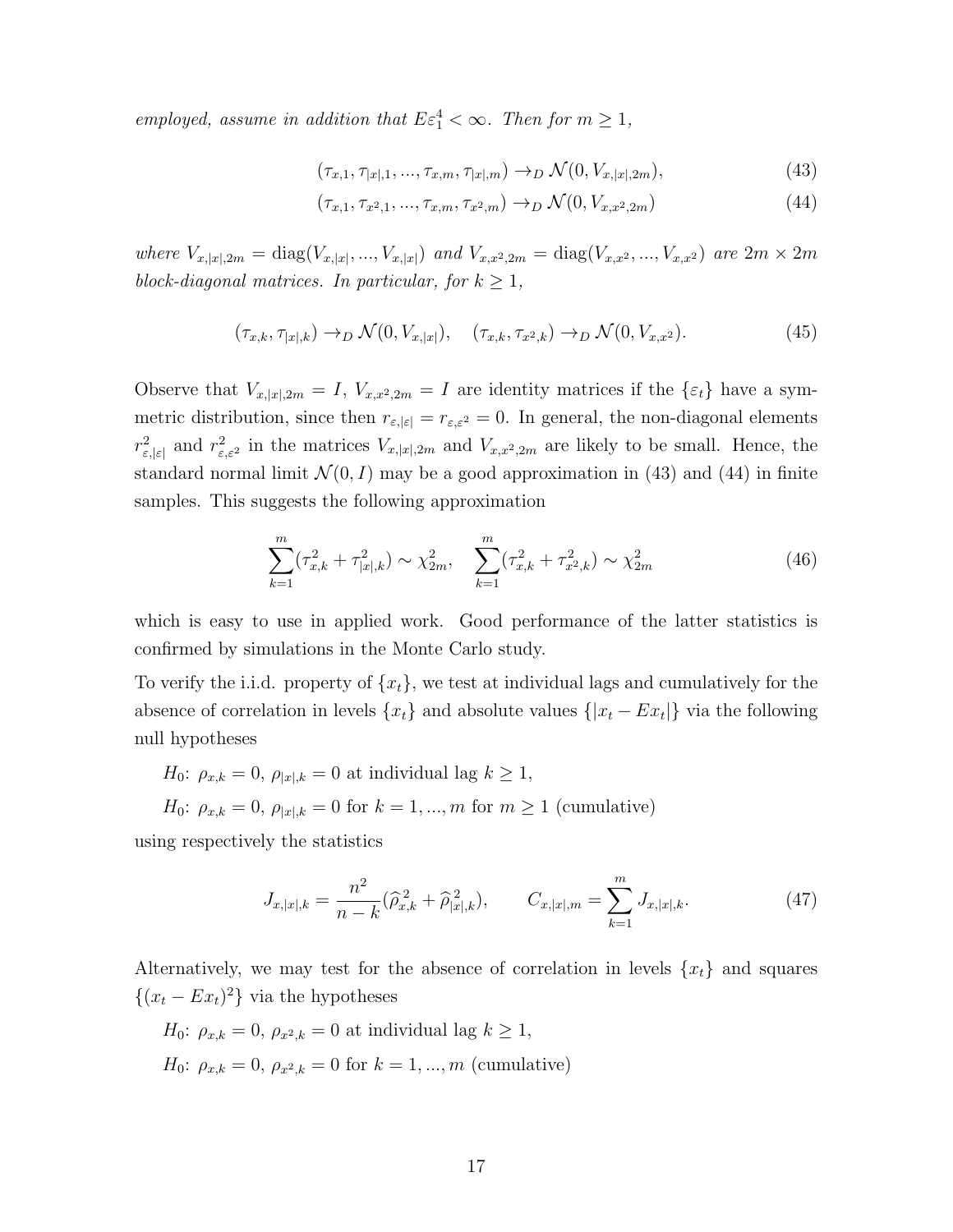*employed, assume in addition that $E\varepsilon_1^4 < \infty$. Then for $m \geq 1$,*

$$(\tau_{x,1}, \tau_{|x|,1}, ..., \tau_{x,m}, \tau_{|x|,m}) \to_D \mathcal{N}(0, V_{x,|x|,2m}), \tag{43}$$

$$(\tau_{x,1}, \tau_{x^2,1}, ..., \tau_{x,m}, \tau_{x^2,m}) \to_D \mathcal{N}(0, V_{x,x^2,2m}) \tag{44}$$

*where $V_{x,|x|,2m} = \mathrm{diag}(V_{x,|x|}, ..., V_{x,|x|})$ and $V_{x,x^2,2m} = \mathrm{diag}(V_{x,x^2}, ..., V_{x,x^2})$ are $2m \times 2m$ block-diagonal matrices. In particular, for $k \geq 1$,*

$$(\tau_{x,k}, \tau_{|x|,k}) \to_D \mathcal{N}(0, V_{x,|x|}), \quad (\tau_{x,k}, \tau_{x^2,k}) \to_D \mathcal{N}(0, V_{x,x^2}). \tag{45}$$

Observe that $V_{x,|x|,2m} = I$, $V_{x,x^2,2m} = I$ are identity matrices if the $\{\varepsilon_t\}$ have a symmetric distribution, since then $r_{\varepsilon,|\varepsilon|} = r_{\varepsilon,\varepsilon^2} = 0$. In general, the non-diagonal elements $r^2_{\varepsilon,|\varepsilon|}$ and $r^2_{\varepsilon,\varepsilon^2}$ in the matrices $V_{x,|x|,2m}$ and $V_{x,x^2,2m}$ are likely to be small. Hence, the standard normal limit $\mathcal{N}(0, I)$ may be a good approximation in (43) and (44) in finite samples. This suggests the following approximation

$$\sum_{k=1}^{m} (\tau^2_{x,k} + \tau^2_{|x|,k}) \sim \chi^2_{2m}, \quad \sum_{k=1}^{m} (\tau^2_{x,k} + \tau^2_{x^2,k}) \sim \chi^2_{2m} \tag{46}$$

which is easy to use in applied work. Good performance of the latter statistics is confirmed by simulations in the Monte Carlo study.

To verify the i.i.d. property of $\{x_t\}$, we test at individual lags and cumulatively for the absence of correlation in levels $\{x_t\}$ and absolute values $\{|x_t - Ex_t|\}$ via the following null hypotheses

$H_0$: $\rho_{x,k} = 0$, $\rho_{|x|,k} = 0$ at individual lag $k \geq 1$,

$H_0$: $\rho_{x,k} = 0$, $\rho_{|x|,k} = 0$ for $k = 1, ..., m$ for $m \geq 1$ (cumulative)

using respectively the statistics

$$J_{x,|x|,k} = \frac{n^2}{n-k}(\widehat{\rho}^2_{x,k} + \widehat{\rho}^2_{|x|,k}), \qquad C_{x,|x|,m} = \sum_{k=1}^{m} J_{x,|x|,k}. \tag{47}$$

Alternatively, we may test for the absence of correlation in levels $\{x_t\}$ and squares $\{(x_t - Ex_t)^2\}$ via the hypotheses

$H_0$: $\rho_{x,k} = 0$, $\rho_{x^2,k} = 0$ at individual lag $k \geq 1$,

$H_0$: $\rho_{x,k} = 0$, $\rho_{x^2,k} = 0$ for $k = 1, ..., m$ (cumulative)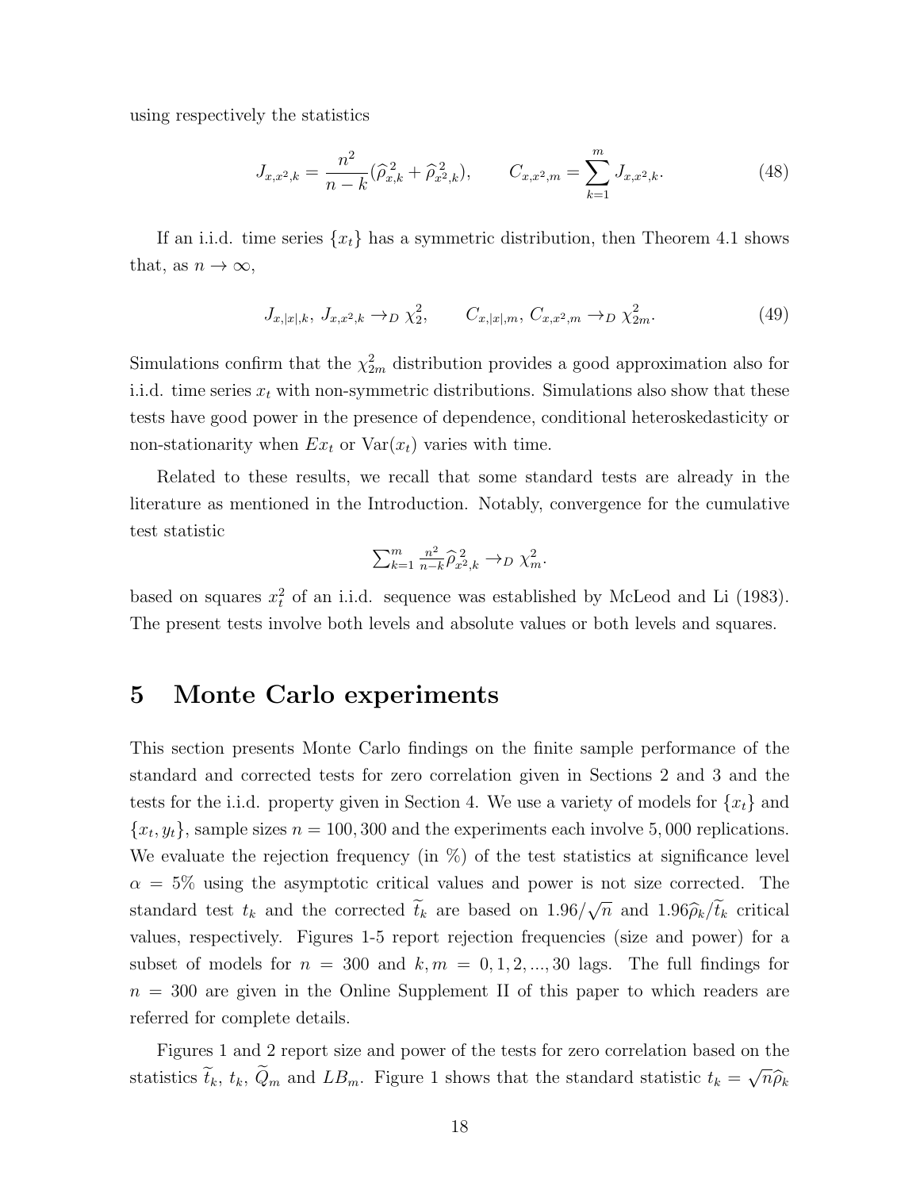using respectively the statistics

$$J_{x,x^2,k} = \frac{n^2}{n-k}(\widehat{\rho}^{\,2}_{x,k} + \widehat{\rho}^{\,2}_{x^2,k}), \qquad C_{x,x^2,m} = \sum_{k=1}^{m} J_{x,x^2,k}. \tag{48}$$

If an i.i.d. time series $\{x_t\}$ has a symmetric distribution, then Theorem 4.1 shows that, as $n \to \infty$,

$$J_{x,|x|,k},\ J_{x,x^2,k} \to_D \chi^2_2, \qquad C_{x,|x|,m},\ C_{x,x^2,m} \to_D \chi^2_{2m}. \tag{49}$$

Simulations confirm that the $\chi^2_{2m}$ distribution provides a good approximation also for i.i.d. time series $x_t$ with non-symmetric distributions. Simulations also show that these tests have good power in the presence of dependence, conditional heteroskedasticity or non-stationarity when $Ex_t$ or $\mathrm{Var}(x_t)$ varies with time.

Related to these results, we recall that some standard tests are already in the literature as mentioned in the Introduction. Notably, convergence for the cumulative test statistic

$$\textstyle\sum_{k=1}^{m} \frac{n^2}{n-k}\widehat{\rho}^{\,2}_{x^2,k} \to_D \chi^2_m.$$

based on squares $x_t^2$ of an i.i.d. sequence was established by McLeod and Li (1983). The present tests involve both levels and absolute values or both levels and squares.

# 5 Monte Carlo experiments

This section presents Monte Carlo findings on the finite sample performance of the standard and corrected tests for zero correlation given in Sections 2 and 3 and the tests for the i.i.d. property given in Section 4. We use a variety of models for $\{x_t\}$ and $\{x_t, y_t\}$, sample sizes $n = 100, 300$ and the experiments each involve $5,000$ replications. We evaluate the rejection frequency (in %) of the test statistics at significance level $\alpha = 5\%$ using the asymptotic critical values and power is not size corrected. The standard test $t_k$ and the corrected $\widetilde{t}_k$ are based on $1.96/\sqrt{n}$ and $1.96\widehat{\rho}_k/\widetilde{t}_k$ critical values, respectively. Figures 1-5 report rejection frequencies (size and power) for a subset of models for $n = 300$ and $k, m = 0, 1, 2, ..., 30$ lags. The full findings for $n = 300$ are given in the Online Supplement II of this paper to which readers are referred for complete details.

Figures 1 and 2 report size and power of the tests for zero correlation based on the statistics $\widetilde{t}_k$, $t_k$, $\widetilde{Q}_m$ and $LB_m$. Figure 1 shows that the standard statistic $t_k = \sqrt{n}\widehat{\rho}_k$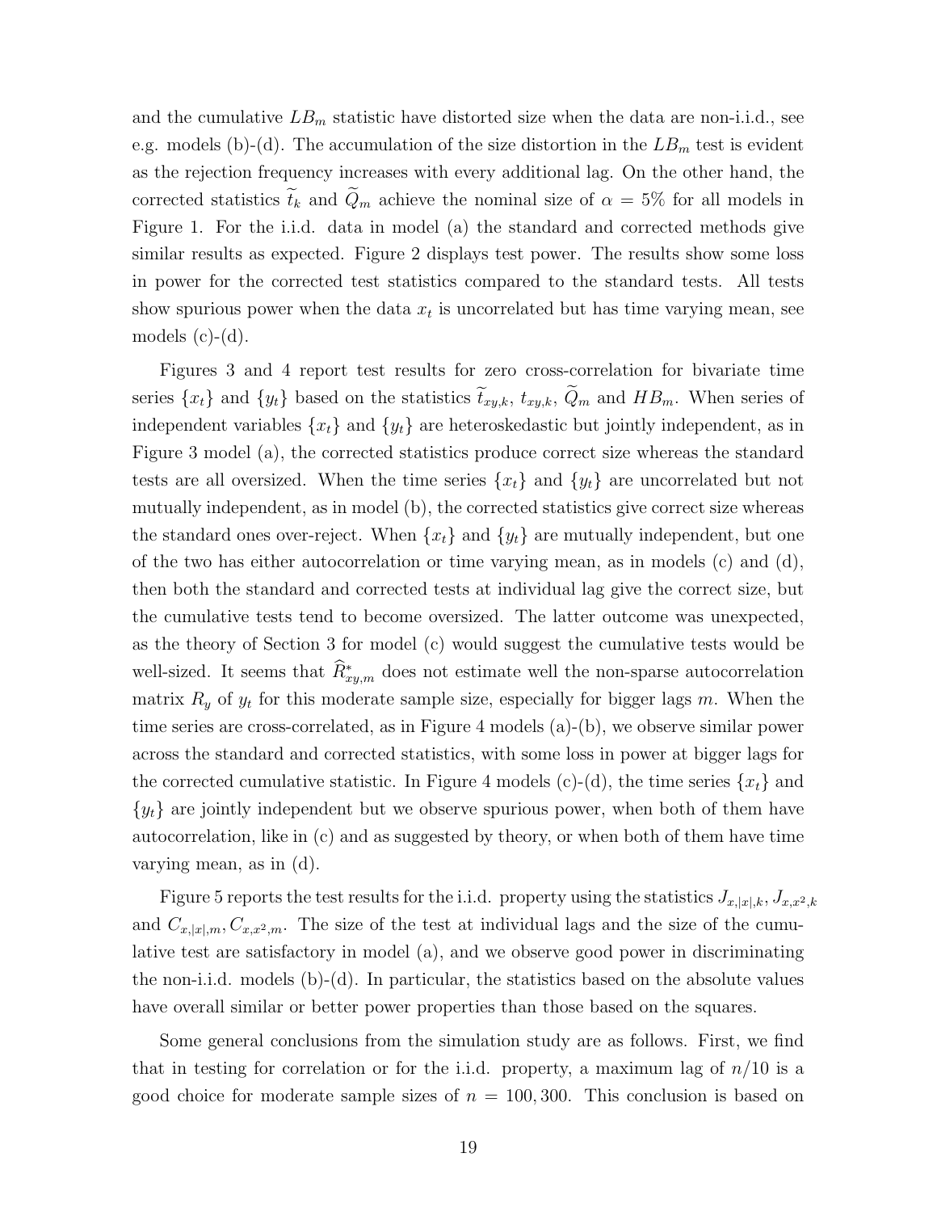and the cumulative $LB_m$ statistic have distorted size when the data are non-i.i.d., see e.g. models (b)-(d). The accumulation of the size distortion in the $LB_m$ test is evident as the rejection frequency increases with every additional lag. On the other hand, the corrected statistics $\widetilde{t}_k$ and $\widetilde{Q}_m$ achieve the nominal size of $\alpha = 5\%$ for all models in Figure 1. For the i.i.d. data in model (a) the standard and corrected methods give similar results as expected. Figure 2 displays test power. The results show some loss in power for the corrected test statistics compared to the standard tests. All tests show spurious power when the data $x_t$ is uncorrelated but has time varying mean, see models (c)-(d).

Figures 3 and 4 report test results for zero cross-correlation for bivariate time series $\{x_t\}$ and $\{y_t\}$ based on the statistics $\widetilde{t}_{xy,k}$, $t_{xy,k}$, $\widetilde{Q}_m$ and $HB_m$. When series of independent variables $\{x_t\}$ and $\{y_t\}$ are heteroskedastic but jointly independent, as in Figure 3 model (a), the corrected statistics produce correct size whereas the standard tests are all oversized. When the time series $\{x_t\}$ and $\{y_t\}$ are uncorrelated but not mutually independent, as in model (b), the corrected statistics give correct size whereas the standard ones over-reject. When $\{x_t\}$ and $\{y_t\}$ are mutually independent, but one of the two has either autocorrelation or time varying mean, as in models (c) and (d), then both the standard and corrected tests at individual lag give the correct size, but the cumulative tests tend to become oversized. The latter outcome was unexpected, as the theory of Section 3 for model (c) would suggest the cumulative tests would be well-sized. It seems that $\widehat{R}^*_{xy,m}$ does not estimate well the non-sparse autocorrelation matrix $R_y$ of $y_t$ for this moderate sample size, especially for bigger lags $m$. When the time series are cross-correlated, as in Figure 4 models (a)-(b), we observe similar power across the standard and corrected statistics, with some loss in power at bigger lags for the corrected cumulative statistic. In Figure 4 models (c)-(d), the time series $\{x_t\}$ and $\{y_t\}$ are jointly independent but we observe spurious power, when both of them have autocorrelation, like in (c) and as suggested by theory, or when both of them have time varying mean, as in (d).

Figure 5 reports the test results for the i.i.d. property using the statistics $J_{x,|x|,k}$, $J_{x,x^2,k}$ and $C_{x,|x|,m}$, $C_{x,x^2,m}$. The size of the test at individual lags and the size of the cumulative test are satisfactory in model (a), and we observe good power in discriminating the non-i.i.d. models (b)-(d). In particular, the statistics based on the absolute values have overall similar or better power properties than those based on the squares.

Some general conclusions from the simulation study are as follows. First, we find that in testing for correlation or for the i.i.d. property, a maximum lag of $n/10$ is a good choice for moderate sample sizes of $n = 100, 300$. This conclusion is based on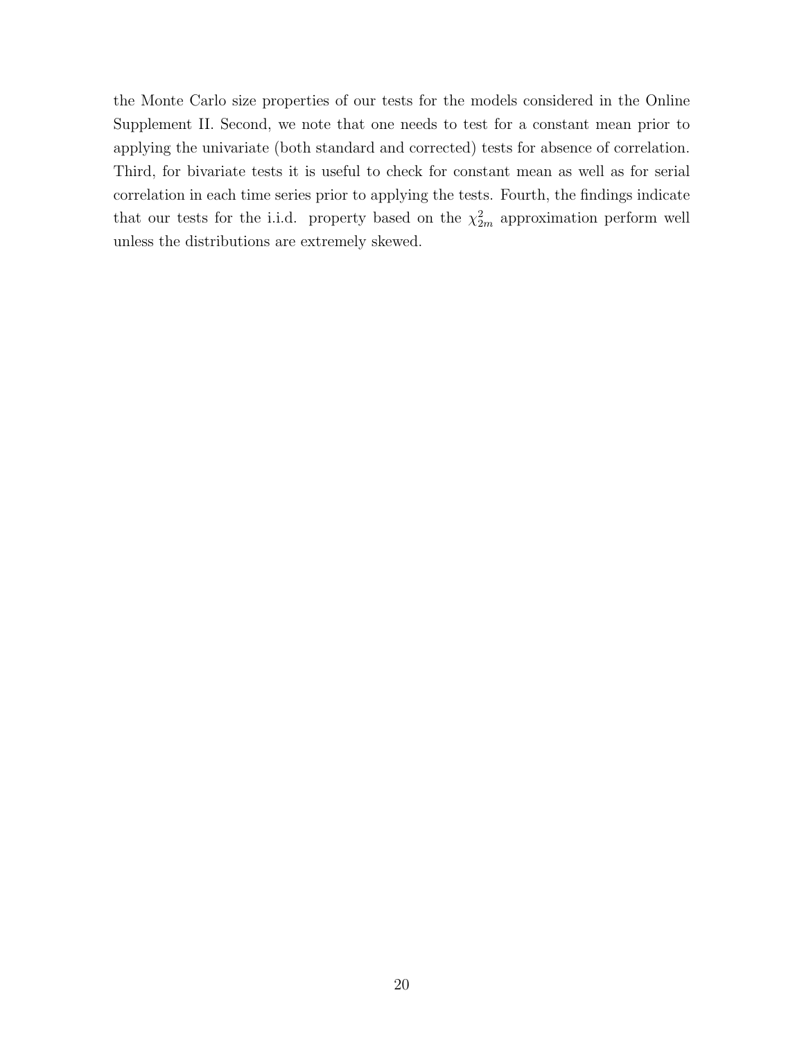the Monte Carlo size properties of our tests for the models considered in the Online Supplement II. Second, we note that one needs to test for a constant mean prior to applying the univariate (both standard and corrected) tests for absence of correlation. Third, for bivariate tests it is useful to check for constant mean as well as for serial correlation in each time series prior to applying the tests. Fourth, the findings indicate that our tests for the i.i.d. property based on the $\chi^2_{2m}$ approximation perform well unless the distributions are extremely skewed.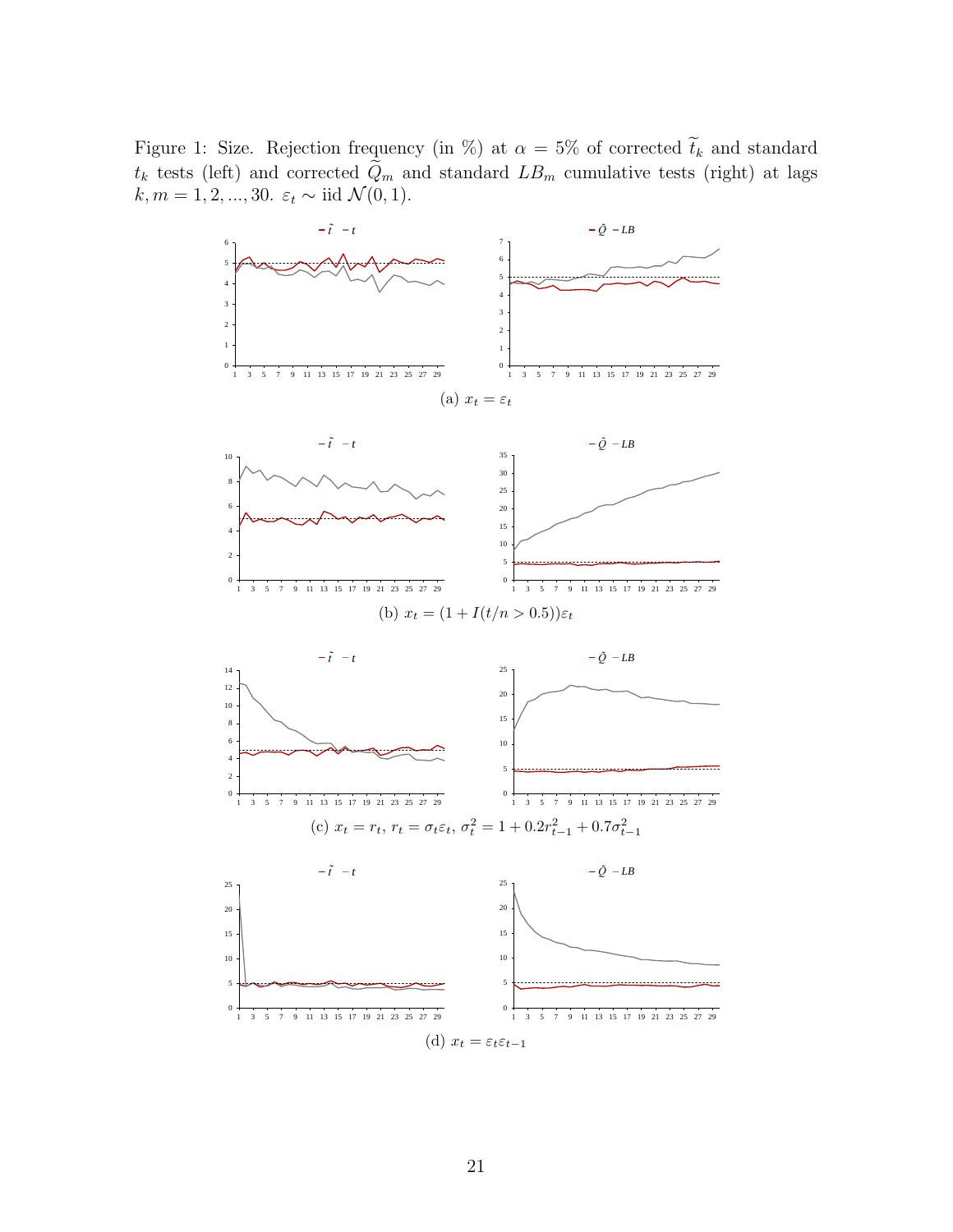Figure 1: Size. Rejection frequency (in %) at $\alpha = 5\%$ of corrected $\widetilde{t}_k$ and standard $t_k$ tests (left) and corrected $\widetilde{Q}_m$ and standard $LB_m$ cumulative tests (right) at lags $k, m = 1, 2, ..., 30$. $\varepsilon_t \sim$ iid $\mathcal{N}(0, 1)$.

(a) $x_t = \varepsilon_t$

(b) $x_t = (1 + I(t/n > 0.5))\varepsilon_t$

(c) $x_t = r_t$, $r_t = \sigma_t \varepsilon_t$, $\sigma_t^2 = 1 + 0.2r_{t-1}^2 + 0.7\sigma_{t-1}^2$

(d) $x_t = \varepsilon_t \varepsilon_{t-1}$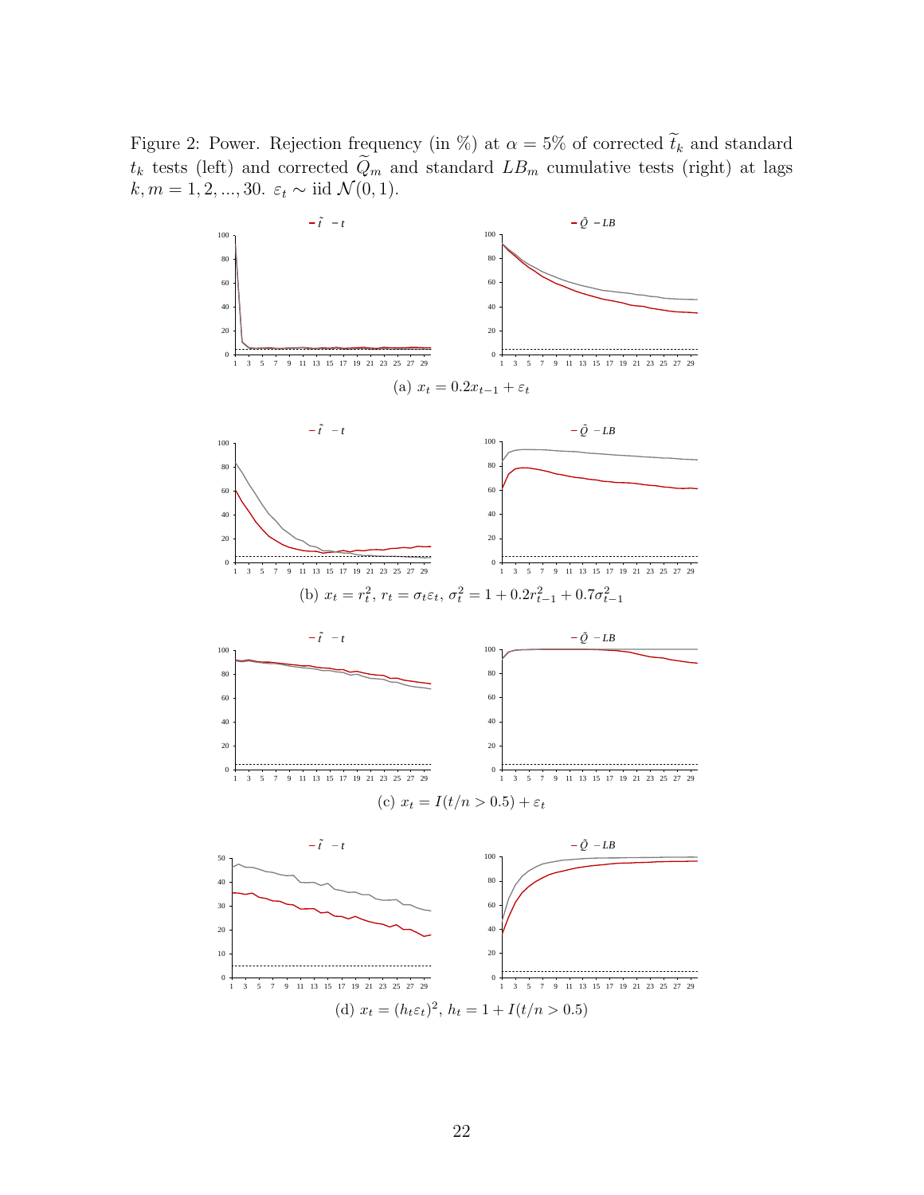Figure 2: Power. Rejection frequency (in %) at $\alpha = 5\%$ of corrected $\widetilde{t}_k$ and standard $t_k$ tests (left) and corrected $\widetilde{Q}_m$ and standard $LB_m$ cumulative tests (right) at lags $k, m = 1, 2, ..., 30$. $\varepsilon_t \sim$ iid $\mathcal{N}(0, 1)$.

(a) $x_t = 0.2x_{t-1} + \varepsilon_t$

(b) $x_t = r_t^2$, $r_t = \sigma_t \varepsilon_t$, $\sigma_t^2 = 1 + 0.2r_{t-1}^2 + 0.7\sigma_{t-1}^2$

(c) $x_t = I(t/n > 0.5) + \varepsilon_t$

(d) $x_t = (h_t \varepsilon_t)^2$, $h_t = 1 + I(t/n > 0.5)$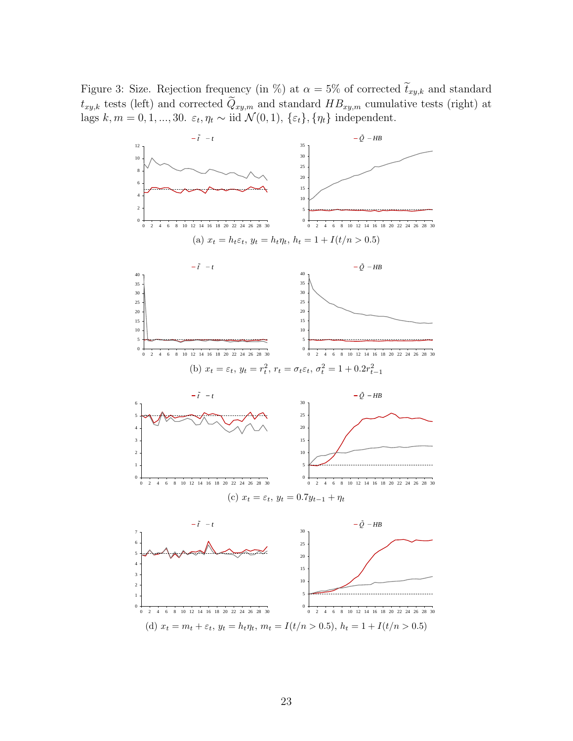Figure 3: Size. Rejection frequency (in %) at $\alpha = 5\%$ of corrected $\widetilde{t}_{xy,k}$ and standard $t_{xy,k}$ tests (left) and corrected $\widetilde{Q}_{xy,m}$ and standard $HB_{xy,m}$ cumulative tests (right) at lags $k, m = 0, 1, ..., 30$. $\varepsilon_t, \eta_t \sim$ iid $\mathcal{N}(0, 1)$, $\{\varepsilon_t\}, \{\eta_t\}$ independent.

(a) $x_t = h_t \varepsilon_t$, $y_t = h_t \eta_t$, $h_t = 1 + I(t/n > 0.5)$

(b) $x_t = \varepsilon_t$, $y_t = r_t^2$, $r_t = \sigma_t \varepsilon_t$, $\sigma_t^2 = 1 + 0.2 r_{t-1}^2$

(c) $x_t = \varepsilon_t$, $y_t = 0.7 y_{t-1} + \eta_t$

(d) $x_t = m_t + \varepsilon_t$, $y_t = h_t \eta_t$, $m_t = I(t/n > 0.5)$, $h_t = 1 + I(t/n > 0.5)$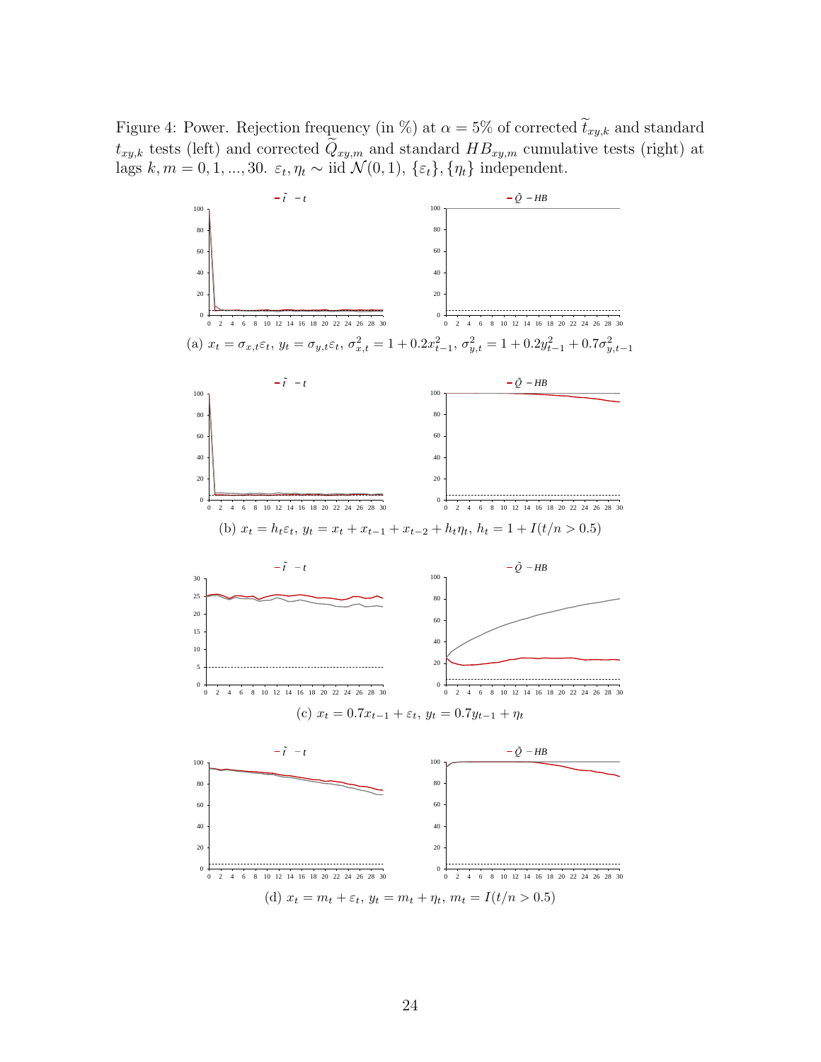Figure 4: Power. Rejection frequency (in %) at $\alpha = 5\%$ of corrected $\widetilde{t}_{xy,k}$ and standard $t_{xy,k}$ tests (left) and corrected $\widetilde{Q}_{xy,m}$ and standard $HB_{xy,m}$ cumulative tests (right) at lags $k, m = 0, 1, ..., 30$. $\varepsilon_t, \eta_t \sim$ iid $\mathcal{N}(0,1)$, $\{\varepsilon_t\}, \{\eta_t\}$ independent.

(a) $x_t = \sigma_{x,t}\varepsilon_t$, $y_t = \sigma_{y,t}\varepsilon_t$, $\sigma^2_{x,t} = 1 + 0.2x^2_{t-1}$, $\sigma^2_{y,t} = 1 + 0.2y^2_{t-1} + 0.7\sigma^2_{y,t-1}$

(b) $x_t = h_t\varepsilon_t$, $y_t = x_t + x_{t-1} + x_{t-2} + h_t\eta_t$, $h_t = 1 + I(t/n > 0.5)$

(c) $x_t = 0.7x_{t-1} + \varepsilon_t$, $y_t = 0.7y_{t-1} + \eta_t$

(d) $x_t = m_t + \varepsilon_t$, $y_t = m_t + \eta_t$, $m_t = I(t/n > 0.5)$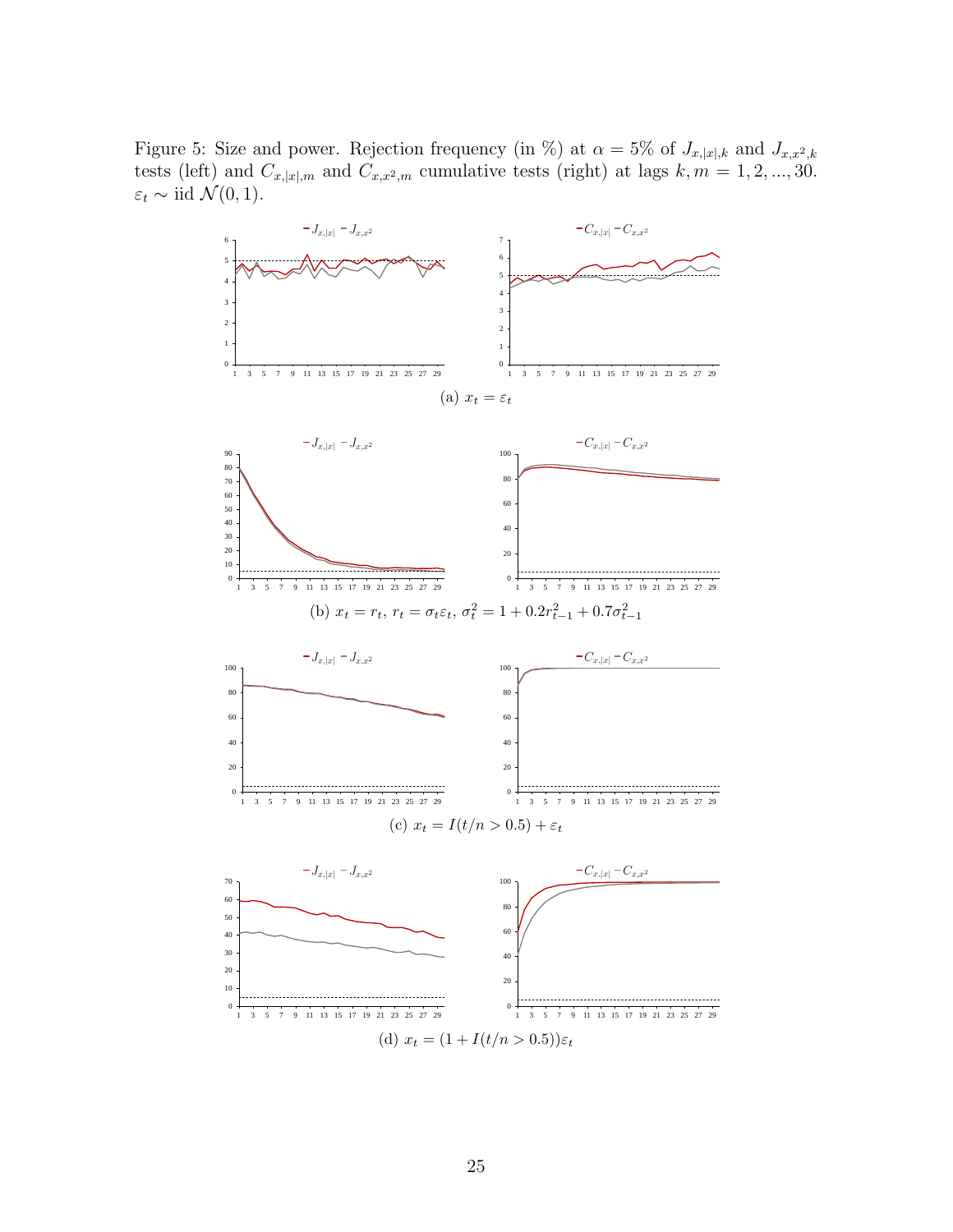Figure 5: Size and power. Rejection frequency (in %) at $\alpha = 5\%$ of $J_{x,|x|,k}$ and $J_{x,x^2,k}$ tests (left) and $C_{x,|x|,m}$ and $C_{x,x^2,m}$ cumulative tests (right) at lags $k, m = 1, 2, ..., 30$. $\varepsilon_t \sim$ iid $\mathcal{N}(0, 1)$.

(a) $x_t = \varepsilon_t$

(b) $x_t = r_t$, $r_t = \sigma_t \varepsilon_t$, $\sigma_t^2 = 1 + 0.2r_{t-1}^2 + 0.7\sigma_{t-1}^2$

(c) $x_t = I(t/n > 0.5) + \varepsilon_t$

(d) $x_t = (1 + I(t/n > 0.5))\varepsilon_t$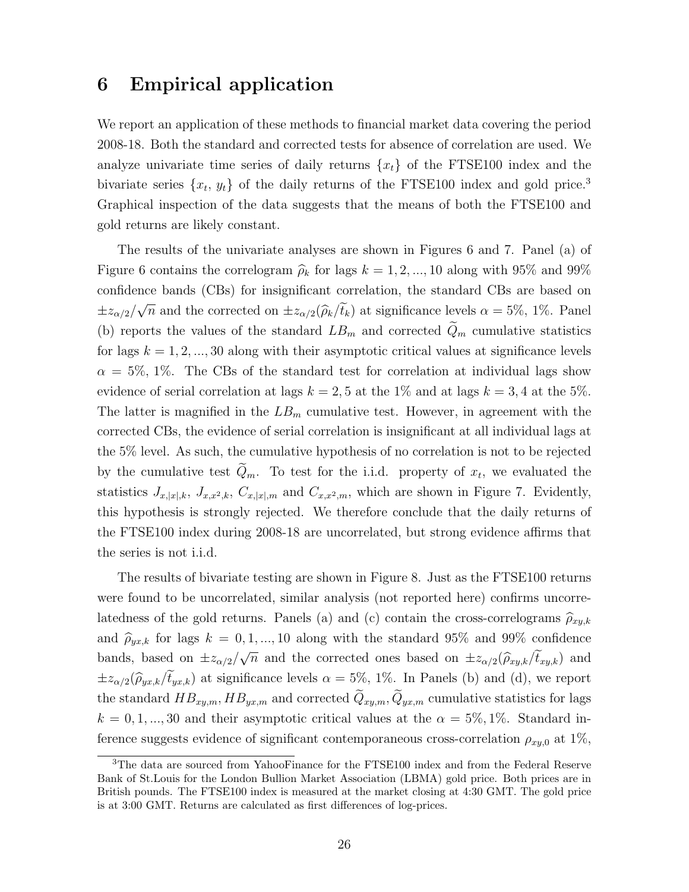# 6 Empirical application

We report an application of these methods to financial market data covering the period 2008-18. Both the standard and corrected tests for absence of correlation are used. We analyze univariate time series of daily returns $\{x_t\}$ of the FTSE100 index and the bivariate series $\{x_t,\, y_t\}$ of the daily returns of the FTSE100 index and gold price.[3] Graphical inspection of the data suggests that the means of both the FTSE100 and gold returns are likely constant.

The results of the univariate analyses are shown in Figures 6 and 7. Panel (a) of Figure 6 contains the correlogram $\widehat{\rho}_k$ for lags $k = 1, 2, ..., 10$ along with 95% and 99% confidence bands (CBs) for insignificant correlation, the standard CBs are based on $\pm z_{\alpha/2}/\sqrt{n}$ and the corrected on $\pm z_{\alpha/2}(\widehat{\rho}_k/\widetilde{t}_k)$ at significance levels $\alpha = 5\%, 1\%$. Panel (b) reports the values of the standard $LB_m$ and corrected $\widetilde{Q}_m$ cumulative statistics for lags $k = 1, 2, ..., 30$ along with their asymptotic critical values at significance levels $\alpha = 5\%, 1\%$. The CBs of the standard test for correlation at individual lags show evidence of serial correlation at lags $k = 2, 5$ at the 1% and at lags $k = 3, 4$ at the 5%. The latter is magnified in the $LB_m$ cumulative test. However, in agreement with the corrected CBs, the evidence of serial correlation is insignificant at all individual lags at the 5% level. As such, the cumulative hypothesis of no correlation is not to be rejected by the cumulative test $\widetilde{Q}_m$. To test for the i.i.d. property of $x_t$, we evaluated the statistics $J_{x,|x|,k}$, $J_{x,x^2,k}$, $C_{x,|x|,m}$ and $C_{x,x^2,m}$, which are shown in Figure 7. Evidently, this hypothesis is strongly rejected. We therefore conclude that the daily returns of the FTSE100 index during 2008-18 are uncorrelated, but strong evidence affirms that the series is not i.i.d.

The results of bivariate testing are shown in Figure 8. Just as the FTSE100 returns were found to be uncorrelated, similar analysis (not reported here) confirms uncorrelatedness of the gold returns. Panels (a) and (c) contain the cross-correlograms $\widehat{\rho}_{xy,k}$ and $\widehat{\rho}_{yx,k}$ for lags $k = 0, 1, ..., 10$ along with the standard 95% and 99% confidence bands, based on $\pm z_{\alpha/2}/\sqrt{n}$ and the corrected ones based on $\pm z_{\alpha/2}(\widehat{\rho}_{xy,k}/\widetilde{t}_{xy,k})$ and $\pm z_{\alpha/2}(\widehat{\rho}_{yx,k}/\widetilde{t}_{yx,k})$ at significance levels $\alpha = 5\%, 1\%$. In Panels (b) and (d), we report the standard $HB_{xy,m}, HB_{yx,m}$ and corrected $\widetilde{Q}_{xy,m}, \widetilde{Q}_{yx,m}$ cumulative statistics for lags $k = 0, 1, ..., 30$ and their asymptotic critical values at the $\alpha = 5\%, 1\%$. Standard inference suggests evidence of significant contemporaneous cross-correlation $\rho_{xy,0}$ at 1%,

[3] The data are sourced from YahooFinance for the FTSE100 index and from the Federal Reserve Bank of St.Louis for the London Bullion Market Association (LBMA) gold price. Both prices are in British pounds. The FTSE100 index is measured at the market closing at 4:30 GMT. The gold price is at 3:00 GMT. Returns are calculated as first differences of log-prices.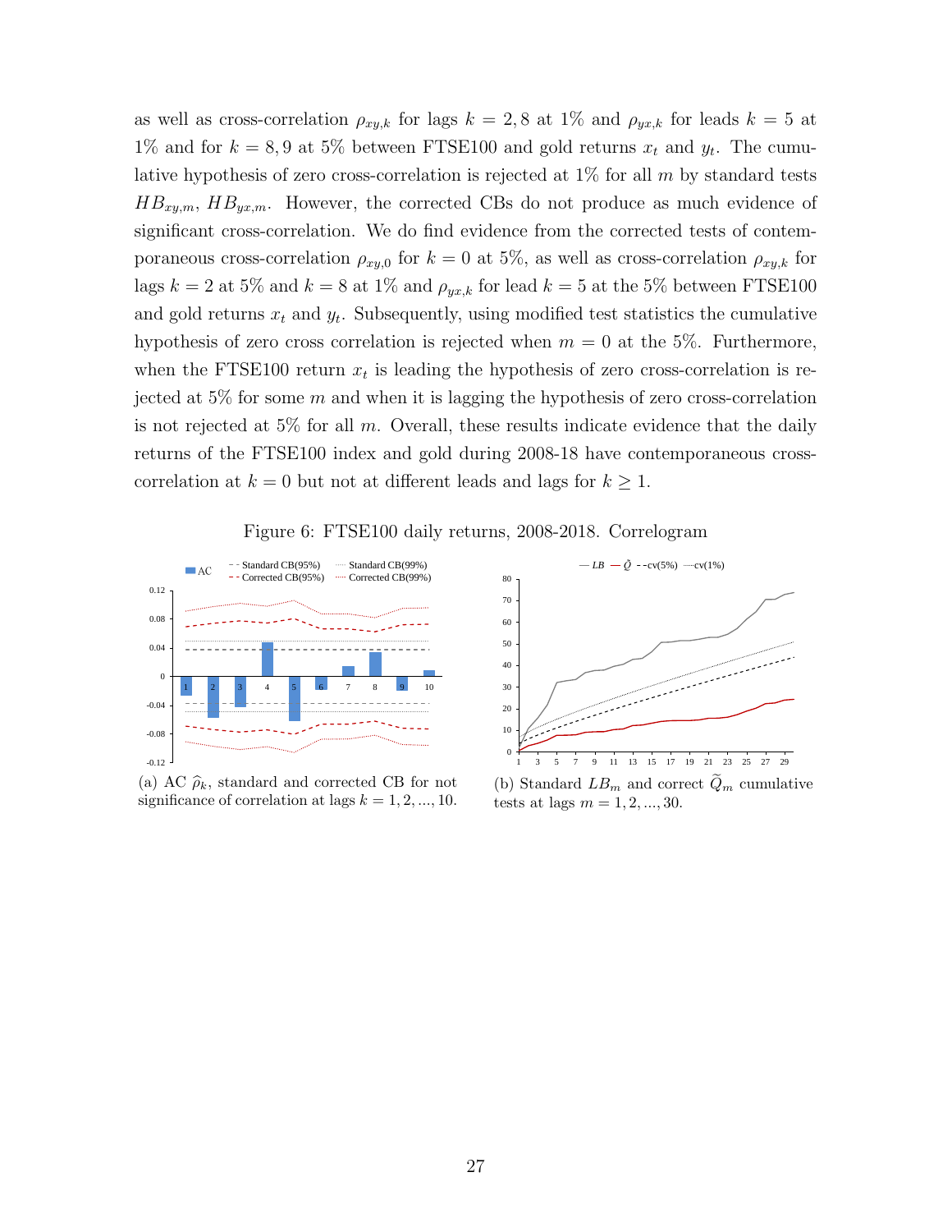as well as cross-correlation $\rho_{xy,k}$ for lags $k = 2, 8$ at 1% and $\rho_{yx,k}$ for leads $k = 5$ at 1% and for $k = 8, 9$ at 5% between FTSE100 and gold returns $x_t$ and $y_t$. The cumulative hypothesis of zero cross-correlation is rejected at 1% for all $m$ by standard tests $HB_{xy,m}$, $HB_{yx,m}$. However, the corrected CBs do not produce as much evidence of significant cross-correlation. We do find evidence from the corrected tests of contemporaneous cross-correlation $\rho_{xy,0}$ for $k = 0$ at 5%, as well as cross-correlation $\rho_{xy,k}$ for lags $k = 2$ at 5% and $k = 8$ at 1% and $\rho_{yx,k}$ for lead $k = 5$ at the 5% between FTSE100 and gold returns $x_t$ and $y_t$. Subsequently, using modified test statistics the cumulative hypothesis of zero cross correlation is rejected when $m = 0$ at the 5%. Furthermore, when the FTSE100 return $x_t$ is leading the hypothesis of zero cross-correlation is rejected at 5% for some $m$ and when it is lagging the hypothesis of zero cross-correlation is not rejected at 5% for all $m$. Overall, these results indicate evidence that the daily returns of the FTSE100 index and gold during 2008-18 have contemporaneous cross-correlation at $k = 0$ but not at different leads and lags for $k \geq 1$.

Figure 6: FTSE100 daily returns, 2008-2018. Correlogram

(a) AC $\widehat{\rho}_k$, standard and corrected CB for not significance of correlation at lags $k = 1, 2, ..., 10$.

(b) Standard $LB_m$ and correct $\widetilde{Q}_m$ cumulative tests at lags $m = 1, 2, ..., 30$.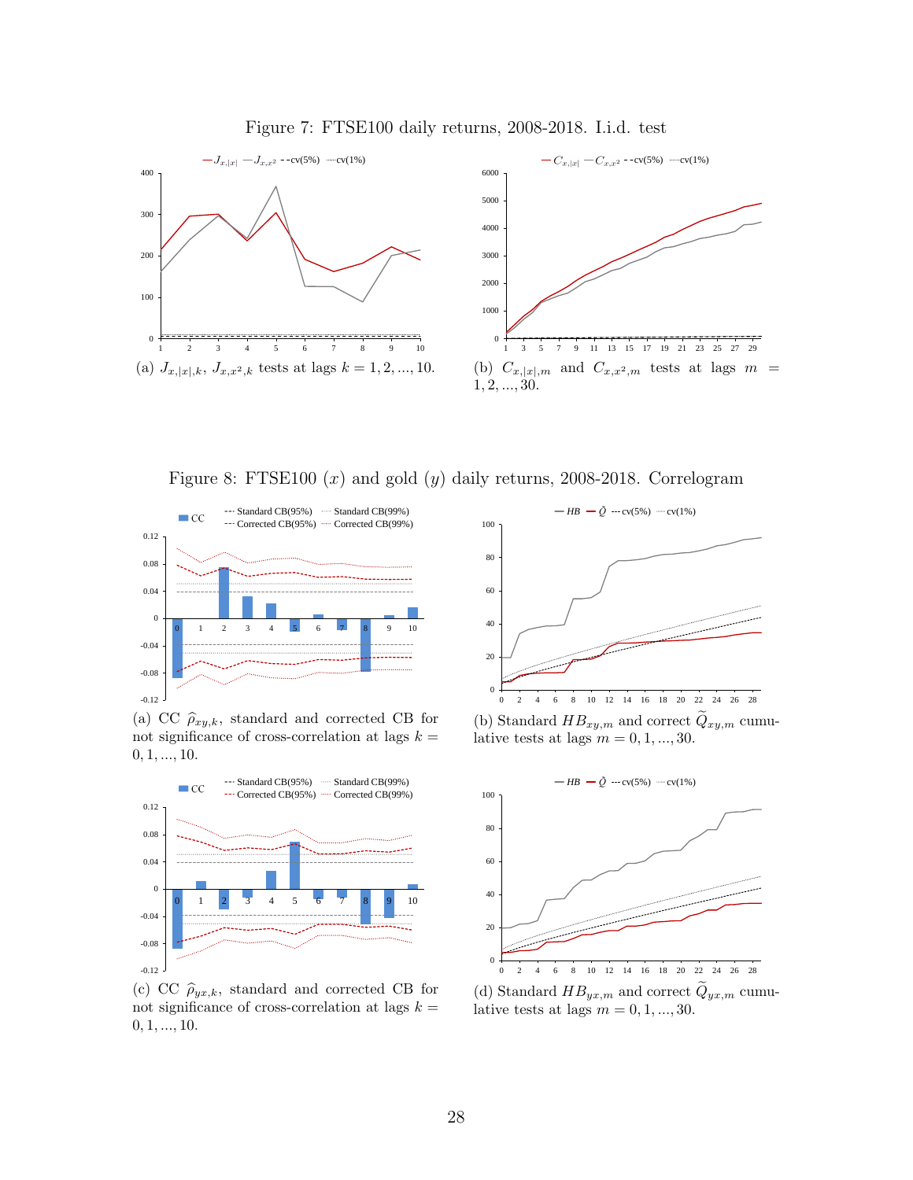Figure 7: FTSE100 daily returns, 2008-2018. I.i.d. test

(a) $J_{x,|x|,k}$, $J_{x,x^2,k}$ tests at lags $k = 1, 2, ..., 10$.

(b) $C_{x,|x|,m}$ and $C_{x,x^2,m}$ tests at lags $m = 1, 2, ..., 30$.

Figure 8: FTSE100 ($x$) and gold ($y$) daily returns, 2008-2018. Correlogram

(a) CC $\widehat{\rho}_{xy,k}$, standard and corrected CB for not significance of cross-correlation at lags $k = 0, 1, ..., 10$.

(b) Standard $HB_{xy,m}$ and correct $\widetilde{Q}_{xy,m}$ cumulative tests at lags $m = 0, 1, ..., 30$.

(c) CC $\widehat{\rho}_{yx,k}$, standard and corrected CB for not significance of cross-correlation at lags $k = 0, 1, ..., 10$.

(d) Standard $HB_{yx,m}$ and correct $\widetilde{Q}_{yx,m}$ cumulative tests at lags $m = 0, 1, ..., 30$.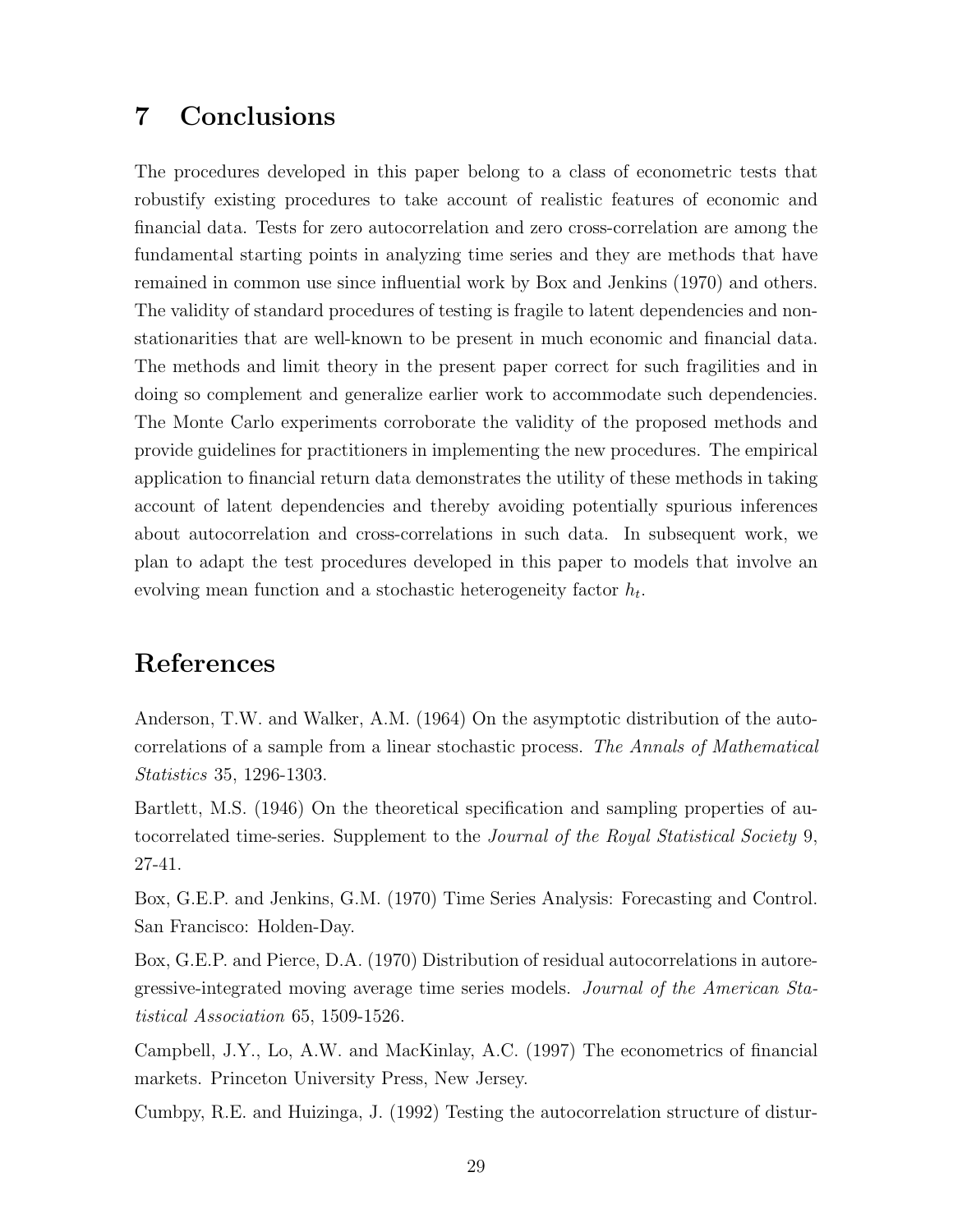# 7 Conclusions

The procedures developed in this paper belong to a class of econometric tests that robustify existing procedures to take account of realistic features of economic and financial data. Tests for zero autocorrelation and zero cross-correlation are among the fundamental starting points in analyzing time series and they are methods that have remained in common use since influential work by Box and Jenkins (1970) and others. The validity of standard procedures of testing is fragile to latent dependencies and nonstationarities that are well-known to be present in much economic and financial data. The methods and limit theory in the present paper correct for such fragilities and in doing so complement and generalize earlier work to accommodate such dependencies. The Monte Carlo experiments corroborate the validity of the proposed methods and provide guidelines for practitioners in implementing the new procedures. The empirical application to financial return data demonstrates the utility of these methods in taking account of latent dependencies and thereby avoiding potentially spurious inferences about autocorrelation and cross-correlations in such data. In subsequent work, we plan to adapt the test procedures developed in this paper to models that involve an evolving mean function and a stochastic heterogeneity factor $h_t$.

# References

Anderson, T.W. and Walker, A.M. (1964) On the asymptotic distribution of the autocorrelations of a sample from a linear stochastic process. *The Annals of Mathematical Statistics* 35, 1296-1303.

Bartlett, M.S. (1946) On the theoretical specification and sampling properties of autocorrelated time-series. Supplement to the *Journal of the Royal Statistical Society* 9, 27-41.

Box, G.E.P. and Jenkins, G.M. (1970) Time Series Analysis: Forecasting and Control. San Francisco: Holden-Day.

Box, G.E.P. and Pierce, D.A. (1970) Distribution of residual autocorrelations in autoregressive-integrated moving average time series models. *Journal of the American Statistical Association* 65, 1509-1526.

Campbell, J.Y., Lo, A.W. and MacKinlay, A.C. (1997) The econometrics of financial markets. Princeton University Press, New Jersey.

Cumbpy, R.E. and Huizinga, J. (1992) Testing the autocorrelation structure of distur-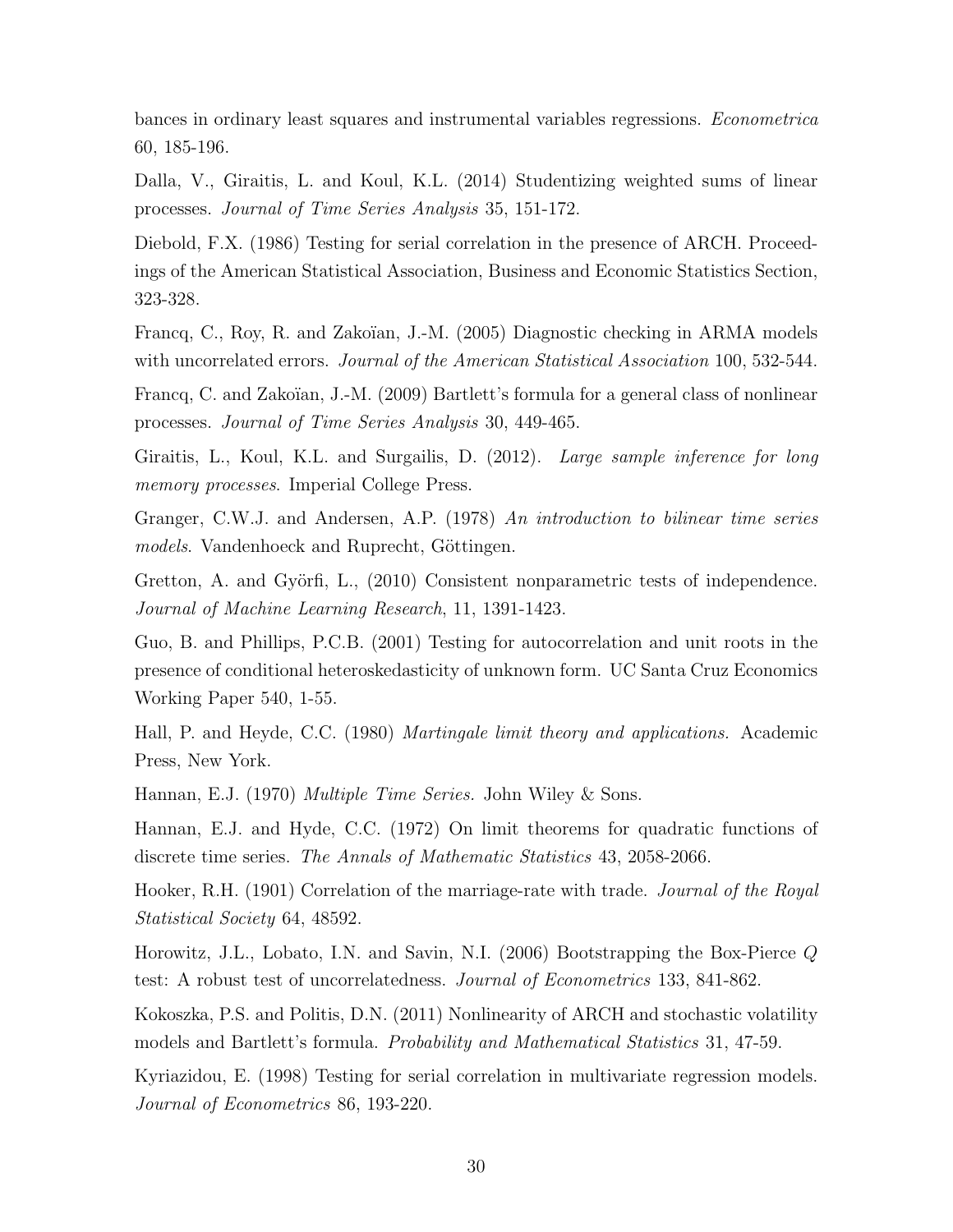bances in ordinary least squares and instrumental variables regressions. *Econometrica* 60, 185-196.

Dalla, V., Giraitis, L. and Koul, K.L. (2014) Studentizing weighted sums of linear processes. *Journal of Time Series Analysis* 35, 151-172.

Diebold, F.X. (1986) Testing for serial correlation in the presence of ARCH. Proceedings of the American Statistical Association, Business and Economic Statistics Section, 323-328.

Francq, C., Roy, R. and Zakoïan, J.-M. (2005) Diagnostic checking in ARMA models with uncorrelated errors. *Journal of the American Statistical Association* 100, 532-544.

Francq, C. and Zakoïan, J.-M. (2009) Bartlett's formula for a general class of nonlinear processes. *Journal of Time Series Analysis* 30, 449-465.

Giraitis, L., Koul, K.L. and Surgailis, D. (2012). *Large sample inference for long memory processes*. Imperial College Press.

Granger, C.W.J. and Andersen, A.P. (1978) *An introduction to bilinear time series models*. Vandenhoeck and Ruprecht, Göttingen.

Gretton, A. and Györfi, L., (2010) Consistent nonparametric tests of independence. *Journal of Machine Learning Research*, 11, 1391-1423.

Guo, B. and Phillips, P.C.B. (2001) Testing for autocorrelation and unit roots in the presence of conditional heteroskedasticity of unknown form. UC Santa Cruz Economics Working Paper 540, 1-55.

Hall, P. and Heyde, C.C. (1980) *Martingale limit theory and applications.* Academic Press, New York.

Hannan, E.J. (1970) *Multiple Time Series.* John Wiley & Sons.

Hannan, E.J. and Hyde, C.C. (1972) On limit theorems for quadratic functions of discrete time series. *The Annals of Mathematic Statistics* 43, 2058-2066.

Hooker, R.H. (1901) Correlation of the marriage-rate with trade. *Journal of the Royal Statistical Society* 64, 48592.

Horowitz, J.L., Lobato, I.N. and Savin, N.I. (2006) Bootstrapping the Box-Pierce $Q$ test: A robust test of uncorrelatedness. *Journal of Econometrics* 133, 841-862.

Kokoszka, P.S. and Politis, D.N. (2011) Nonlinearity of ARCH and stochastic volatility models and Bartlett's formula. *Probability and Mathematical Statistics* 31, 47-59.

Kyriazidou, E. (1998) Testing for serial correlation in multivariate regression models. *Journal of Econometrics* 86, 193-220.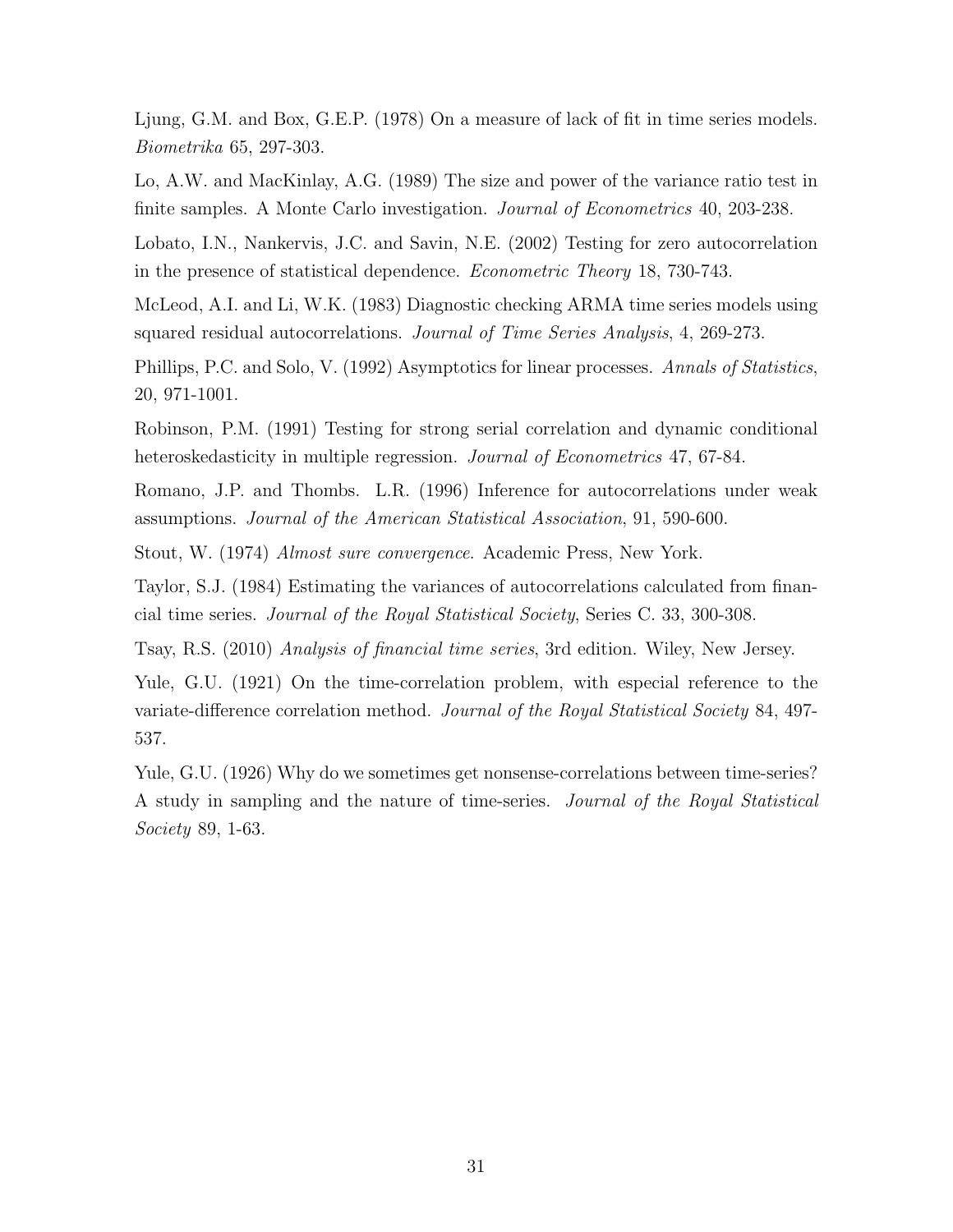Ljung, G.M. and Box, G.E.P. (1978) On a measure of lack of fit in time series models. *Biometrika* 65, 297-303.

Lo, A.W. and MacKinlay, A.G. (1989) The size and power of the variance ratio test in finite samples. A Monte Carlo investigation. *Journal of Econometrics* 40, 203-238.

Lobato, I.N., Nankervis, J.C. and Savin, N.E. (2002) Testing for zero autocorrelation in the presence of statistical dependence. *Econometric Theory* 18, 730-743.

McLeod, A.I. and Li, W.K. (1983) Diagnostic checking ARMA time series models using squared residual autocorrelations. *Journal of Time Series Analysis*, 4, 269-273.

Phillips, P.C. and Solo, V. (1992) Asymptotics for linear processes. *Annals of Statistics*, 20, 971-1001.

Robinson, P.M. (1991) Testing for strong serial correlation and dynamic conditional heteroskedasticity in multiple regression. *Journal of Econometrics* 47, 67-84.

Romano, J.P. and Thombs. L.R. (1996) Inference for autocorrelations under weak assumptions. *Journal of the American Statistical Association*, 91, 590-600.

Stout, W. (1974) *Almost sure convergence*. Academic Press, New York.

Taylor, S.J. (1984) Estimating the variances of autocorrelations calculated from financial time series. *Journal of the Royal Statistical Society*, Series C. 33, 300-308.

Tsay, R.S. (2010) *Analysis of financial time series*, 3rd edition. Wiley, New Jersey.

Yule, G.U. (1921) On the time-correlation problem, with especial reference to the variate-difference correlation method. *Journal of the Royal Statistical Society* 84, 497-537.

Yule, G.U. (1926) Why do we sometimes get nonsense-correlations between time-series? A study in sampling and the nature of time-series. *Journal of the Royal Statistical Society* 89, 1-63.